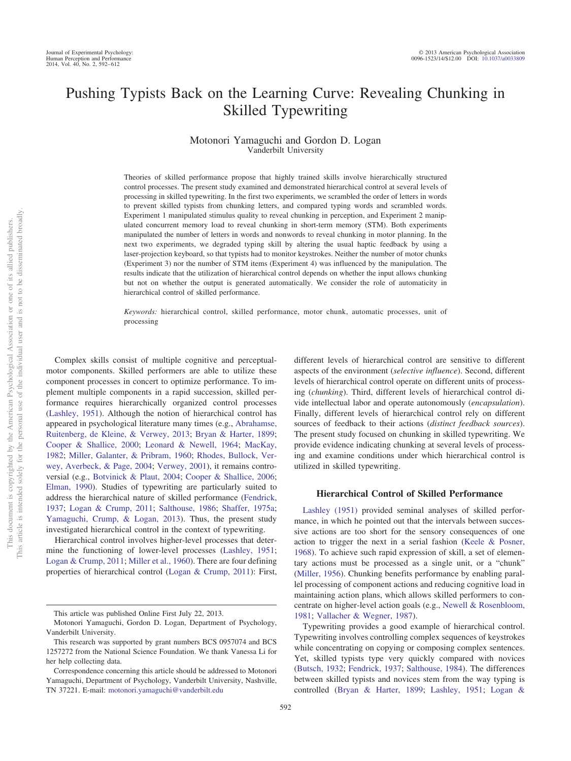# Pushing Typists Back on the Learning Curve: Revealing Chunking in Skilled Typewriting

Motonori Yamaguchi and Gordon D. Logan
Vanderbilt University

Theories of skilled performance propose that highly trained skills involve hierarchically structured control processes. The present study examined and demonstrated hierarchical control at several levels of processing in skilled typewriting. In the first two experiments, we scrambled the order of letters in words to prevent skilled typists from chunking letters, and compared typing words and scrambled words. Experiment 1 manipulated stimulus quality to reveal chunking in perception, and Experiment 2 manipulated concurrent memory load to reveal chunking in short-term memory (STM). Both experiments manipulated the number of letters in words and nonwords to reveal chunking in motor planning. In the next two experiments, we degraded typing skill by altering the usual haptic feedback by using a laser-projection keyboard, so that typists had to monitor keystrokes. Neither the number of motor chunks (Experiment 3) nor the number of STM items (Experiment 4) was influenced by the manipulation. The results indicate that the utilization of hierarchical control depends on whether the input allows chunking but not on whether the output is generated automatically. We consider the role of automaticity in hierarchical control of skilled performance.

*Keywords:* hierarchical control, skilled performance, motor chunk, automatic processes, unit of processing

Complex skills consist of multiple cognitive and perceptual-motor components. Skilled performers are able to utilize these component processes in concert to optimize performance. To implement multiple components in a rapid succession, skilled performance requires hierarchically organized control processes (Lashley, 1951). Although the notion of hierarchical control has appeared in psychological literature many times (e.g., Abrahamse, Ruitenberg, de Kleine, & Verwey, 2013; Bryan & Harter, 1899; Cooper & Shallice, 2000; Leonard & Newell, 1964; MacKay, 1982; Miller, Galanter, & Pribram, 1960; Rhodes, Bullock, Verwey, Averbeck, & Page, 2004; Verwey, 2001), it remains controversial (e.g., Botvinick & Plaut, 2004; Cooper & Shallice, 2006; Elman, 1990). Studies of typewriting are particularly suited to address the hierarchical nature of skilled performance (Fendrick, 1937; Logan & Crump, 2011; Salthouse, 1986; Shaffer, 1975a; Yamaguchi, Crump, & Logan, 2013). Thus, the present study investigated hierarchical control in the context of typewriting.

Hierarchical control involves higher-level processes that determine the functioning of lower-level processes (Lashley, 1951; Logan & Crump, 2011; Miller et al., 1960). There are four defining properties of hierarchical control (Logan & Crump, 2011): First, different levels of hierarchical control are sensitive to different aspects of the environment (*selective influence*). Second, different levels of hierarchical control operate on different units of processing (*chunking*). Third, different levels of hierarchical control divide intellectual labor and operate autonomously (*encapsulation*). Finally, different levels of hierarchical control rely on different sources of feedback to their actions (*distinct feedback sources*). The present study focused on chunking in skilled typewriting. We provide evidence indicating chunking at several levels of processing and examine conditions under which hierarchical control is utilized in skilled typewriting.

## Hierarchical Control of Skilled Performance

Lashley (1951) provided seminal analyses of skilled performance, in which he pointed out that the intervals between successive actions are too short for the sensory consequences of one action to trigger the next in a serial fashion (Keele & Posner, 1968). To achieve such rapid expression of skill, a set of elementary actions must be processed as a single unit, or a "chunk" (Miller, 1956). Chunking benefits performance by enabling parallel processing of component actions and reducing cognitive load in maintaining action plans, which allows skilled performers to concentrate on higher-level action goals (e.g., Newell & Rosenbloom, 1981; Vallacher & Wegner, 1987).

Typewriting provides a good example of hierarchical control. Typewriting involves controlling complex sequences of keystrokes while concentrating on copying or composing complex sentences. Yet, skilled typists type very quickly compared with novices (Butsch, 1932; Fendrick, 1937; Salthouse, 1984). The differences between skilled typists and novices stem from the way typing is controlled (Bryan & Harter, 1899; Lashley, 1951; Logan &

---

This article was published Online First July 22, 2013.

Motonori Yamaguchi, Gordon D. Logan, Department of Psychology, Vanderbilt University.

This research was supported by grant numbers BCS 0957074 and BCS 1257272 from the National Science Foundation. We thank Vanessa Li for her help collecting data.

Correspondence concerning this article should be addressed to Motonori Yamaguchi, Department of Psychology, Vanderbilt University, Nashville, TN 37221. E-mail: motonori.yamaguchi@vanderbilt.edu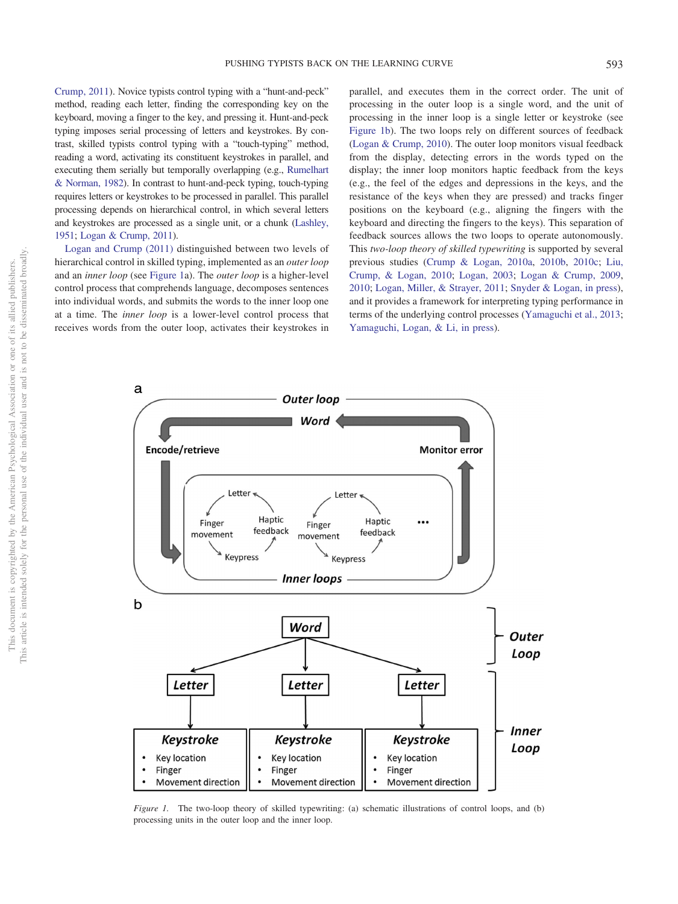Crump, 2011). Novice typists control typing with a "hunt-and-peck" method, reading each letter, finding the corresponding key on the keyboard, moving a finger to the key, and pressing it. Hunt-and-peck typing imposes serial processing of letters and keystrokes. By contrast, skilled typists control typing with a "touch-typing" method, reading a word, activating its constituent keystrokes in parallel, and executing them serially but temporally overlapping (e.g., Rumelhart & Norman, 1982). In contrast to hunt-and-peck typing, touch-typing requires letters or keystrokes to be processed in parallel. This parallel processing depends on hierarchical control, in which several letters and keystrokes are processed as a single unit, or a chunk (Lashley, 1951; Logan & Crump, 2011).

Logan and Crump (2011) distinguished between two levels of hierarchical control in skilled typing, implemented as an *outer loop* and an *inner loop* (see Figure 1a). The *outer loop* is a higher-level control process that comprehends language, decomposes sentences into individual words, and submits the words to the inner loop one at a time. The *inner loop* is a lower-level control process that receives words from the outer loop, activates their keystrokes in parallel, and executes them in the correct order. The unit of processing in the outer loop is a single word, and the unit of processing in the inner loop is a single letter or keystroke (see Figure 1b). The two loops rely on different sources of feedback (Logan & Crump, 2010). The outer loop monitors visual feedback from the display, detecting errors in the words typed on the display; the inner loop monitors haptic feedback from the keys (e.g., the feel of the edges and depressions in the keys, and the resistance of the keys when they are pressed) and tracks finger positions on the keyboard (e.g., aligning the fingers with the keyboard and directing the fingers to the keys). This separation of feedback sources allows the two loops to operate autonomously. This *two-loop theory of skilled typewriting* is supported by several previous studies (Crump & Logan, 2010a, 2010b, 2010c; Liu, Crump, & Logan, 2010; Logan, 2003; Logan & Crump, 2009, 2010; Logan, Miller, & Strayer, 2011; Snyder & Logan, in press), and it provides a framework for interpreting typing performance in terms of the underlying control processes (Yamaguchi et al., 2013; Yamaguchi, Logan, & Li, in press).

*Figure 1.* The two-loop theory of skilled typewriting: (a) schematic illustrations of control loops, and (b) processing units in the outer loop and the inner loop.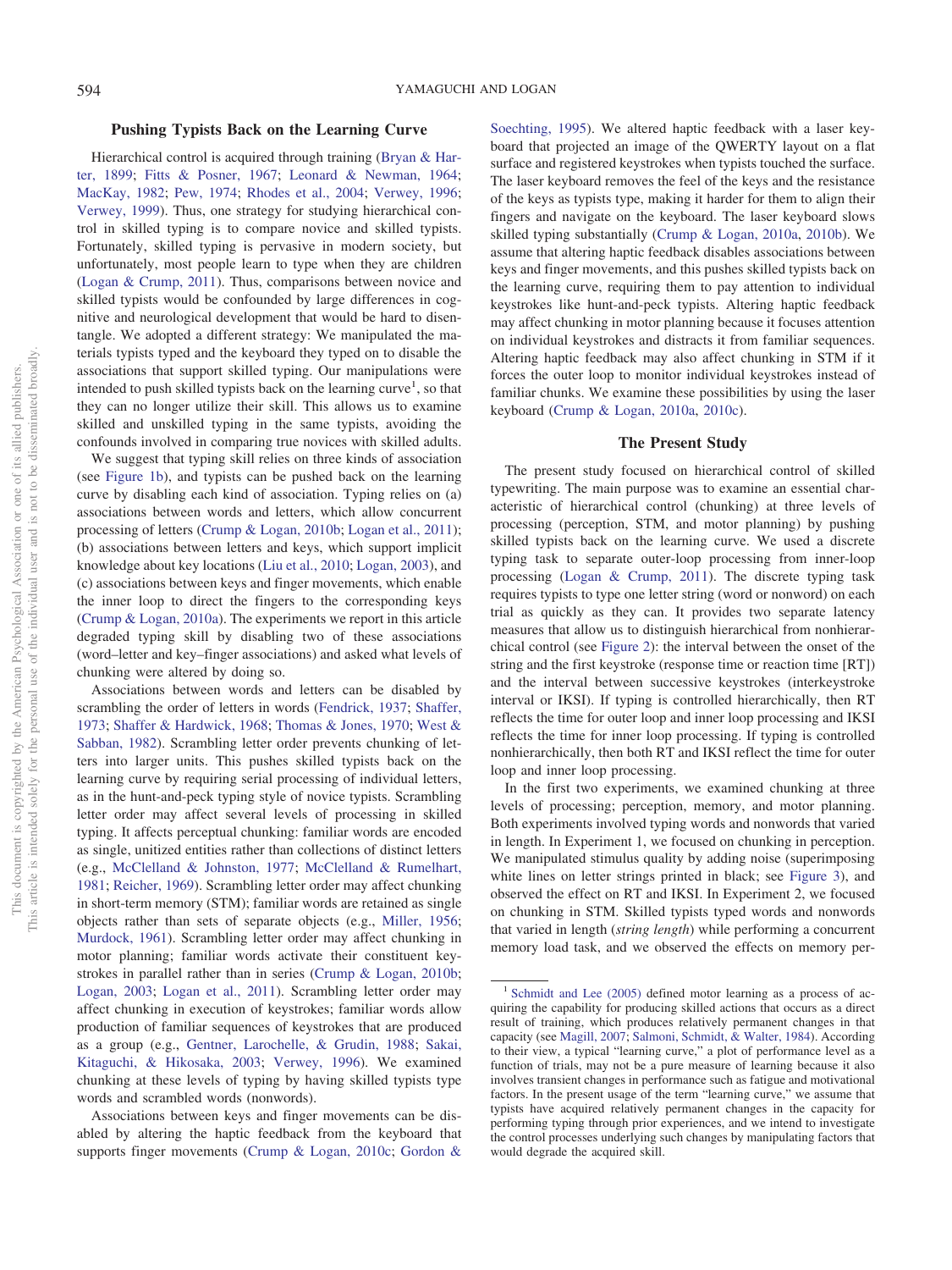## Pushing Typists Back on the Learning Curve

Hierarchical control is acquired through training (Bryan & Harter, 1899; Fitts & Posner, 1967; Leonard & Newman, 1964; MacKay, 1982; Pew, 1974; Rhodes et al., 2004; Verwey, 1996; Verwey, 1999). Thus, one strategy for studying hierarchical control in skilled typing is to compare novice and skilled typists. Fortunately, skilled typing is pervasive in modern society, but unfortunately, most people learn to type when they are children (Logan & Crump, 2011). Thus, comparisons between novice and skilled typists would be confounded by large differences in cognitive and neurological development that would be hard to disentangle. We adopted a different strategy: We manipulated the materials typists typed and the keyboard they typed on to disable the associations that support skilled typing. Our manipulations were intended to push skilled typists back on the learning curve[1], so that they can no longer utilize their skill. This allows us to examine skilled and unskilled typing in the same typists, avoiding the confounds involved in comparing true novices with skilled adults.

We suggest that typing skill relies on three kinds of association (see Figure 1b), and typists can be pushed back on the learning curve by disabling each kind of association. Typing relies on (a) associations between words and letters, which allow concurrent processing of letters (Crump & Logan, 2010b; Logan et al., 2011); (b) associations between letters and keys, which support implicit knowledge about key locations (Liu et al., 2010; Logan, 2003), and (c) associations between keys and finger movements, which enable the inner loop to direct the fingers to the corresponding keys (Crump & Logan, 2010a). The experiments we report in this article degraded typing skill by disabling two of these associations (word–letter and key–finger associations) and asked what levels of chunking were altered by doing so.

Associations between words and letters can be disabled by scrambling the order of letters in words (Fendrick, 1937; Shaffer, 1973; Shaffer & Hardwick, 1968; Thomas & Jones, 1970; West & Sabban, 1982). Scrambling letter order prevents chunking of letters into larger units. This pushes skilled typists back on the learning curve by requiring serial processing of individual letters, as in the hunt-and-peck typing style of novice typists. Scrambling letter order may affect several levels of processing in skilled typing. It affects perceptual chunking: familiar words are encoded as single, unitized entities rather than collections of distinct letters (e.g., McClelland & Johnston, 1977; McClelland & Rumelhart, 1981; Reicher, 1969). Scrambling letter order may affect chunking in short-term memory (STM); familiar words are retained as single objects rather than sets of separate objects (e.g., Miller, 1956; Murdock, 1961). Scrambling letter order may affect chunking in motor planning; familiar words activate their constituent keystrokes in parallel rather than in series (Crump & Logan, 2010b; Logan, 2003; Logan et al., 2011). Scrambling letter order may affect chunking in execution of keystrokes; familiar words allow production of familiar sequences of keystrokes that are produced as a group (e.g., Gentner, Larochelle, & Grudin, 1988; Sakai, Kitaguchi, & Hikosaka, 2003; Verwey, 1996). We examined chunking at these levels of typing by having skilled typists type words and scrambled words (nonwords).

Associations between keys and finger movements can be disabled by altering the haptic feedback from the keyboard that supports finger movements (Crump & Logan, 2010c; Gordon & Soechting, 1995). We altered haptic feedback with a laser keyboard that projected an image of the QWERTY layout on a flat surface and registered keystrokes when typists touched the surface. The laser keyboard removes the feel of the keys and the resistance of the keys as typists type, making it harder for them to align their fingers and navigate on the keyboard. The laser keyboard slows skilled typing substantially (Crump & Logan, 2010a, 2010b). We assume that altering haptic feedback disables associations between keys and finger movements, and this pushes skilled typists back on the learning curve, requiring them to pay attention to individual keystrokes like hunt-and-peck typists. Altering haptic feedback may affect chunking in motor planning because it focuses attention on individual keystrokes and distracts it from familiar sequences. Altering haptic feedback may also affect chunking in STM if it forces the outer loop to monitor individual keystrokes instead of familiar chunks. We examine these possibilities by using the laser keyboard (Crump & Logan, 2010a, 2010c).

## The Present Study

The present study focused on hierarchical control of skilled typewriting. The main purpose was to examine an essential characteristic of hierarchical control (chunking) at three levels of processing (perception, STM, and motor planning) by pushing skilled typists back on the learning curve. We used a discrete typing task to separate outer-loop processing from inner-loop processing (Logan & Crump, 2011). The discrete typing task requires typists to type one letter string (word or nonword) on each trial as quickly as they can. It provides two separate latency measures that allow us to distinguish hierarchical from nonhierarchical control (see Figure 2): the interval between the onset of the string and the first keystroke (response time or reaction time [RT]) and the interval between successive keystrokes (interkeystroke interval or IKSI). If typing is controlled hierarchically, then RT reflects the time for outer loop and inner loop processing and IKSI reflects the time for inner loop processing. If typing is controlled nonhierarchically, then both RT and IKSI reflect the time for outer loop and inner loop processing.

In the first two experiments, we examined chunking at three levels of processing; perception, memory, and motor planning. Both experiments involved typing words and nonwords that varied in length. In Experiment 1, we focused on chunking in perception. We manipulated stimulus quality by adding noise (superimposing white lines on letter strings printed in black; see Figure 3), and observed the effect on RT and IKSI. In Experiment 2, we focused on chunking in STM. Skilled typists typed words and nonwords that varied in length (*string length*) while performing a concurrent memory load task, and we observed the effects on memory per-

---

[1] Schmidt and Lee (2005) defined motor learning as a process of acquiring the capability for producing skilled actions that occurs as a direct result of training, which produces relatively permanent changes in that capacity (see Magill, 2007; Salmoni, Schmidt, & Walter, 1984). According to their view, a typical "learning curve," a plot of performance level as a function of trials, may not be a pure measure of learning because it also involves transient changes in performance such as fatigue and motivational factors. In the present usage of the term "learning curve," we assume that typists have acquired relatively permanent changes in the capacity for performing typing through prior experiences, and we intend to investigate the control processes underlying such changes by manipulating factors that would degrade the acquired skill.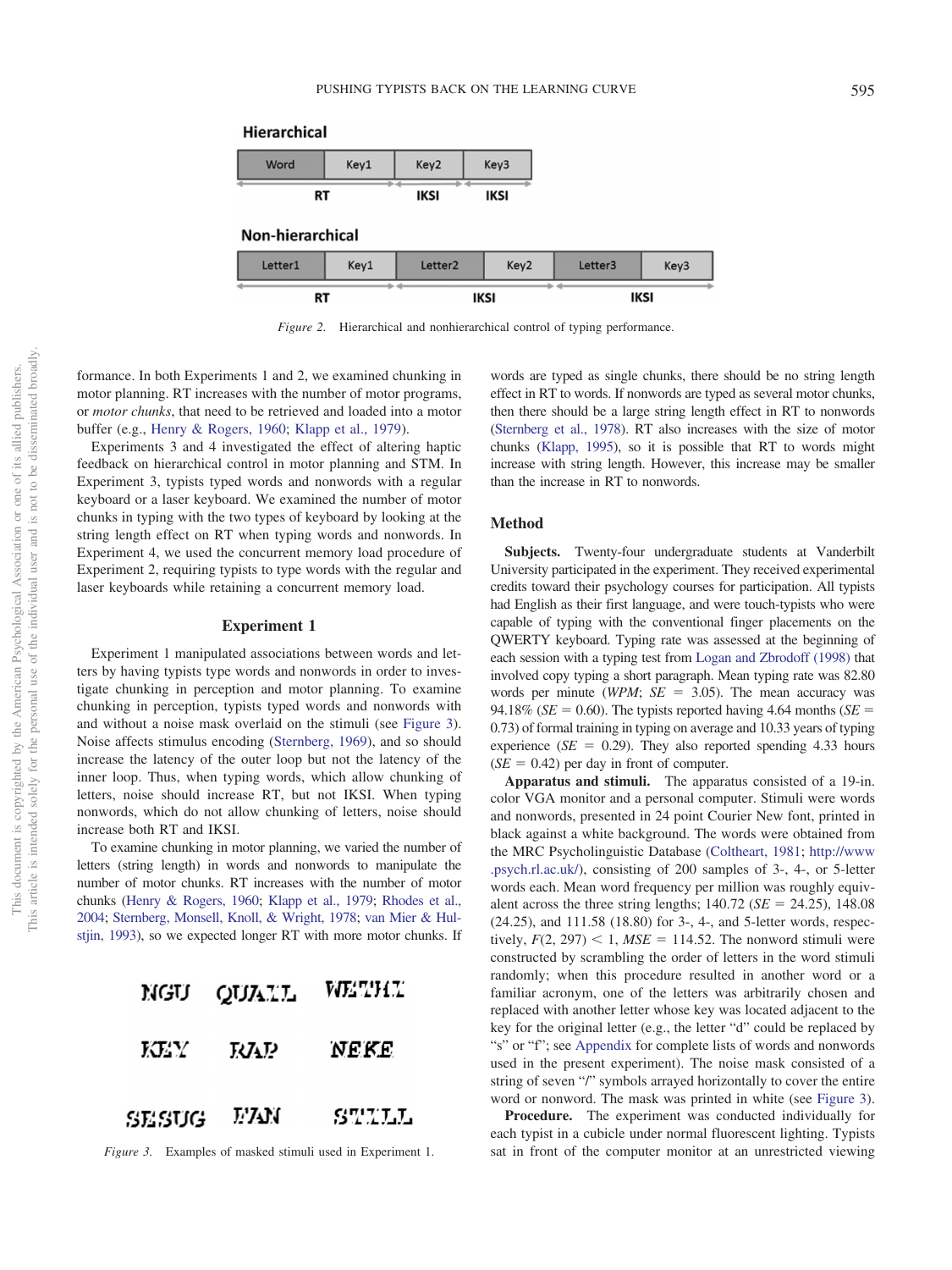Figure 2. Hierarchical and nonhierarchical control of typing performance.

formance. In both Experiments 1 and 2, we examined chunking in motor planning. RT increases with the number of motor programs, or *motor chunks*, that need to be retrieved and loaded into a motor buffer (e.g., Henry & Rogers, 1960; Klapp et al., 1979).

Experiments 3 and 4 investigated the effect of altering haptic feedback on hierarchical control in motor planning and STM. In Experiment 3, typists typed words and nonwords with a regular keyboard or a laser keyboard. We examined the number of motor chunks in typing with the two types of keyboard by looking at the string length effect on RT when typing words and nonwords. In Experiment 4, we used the concurrent memory load procedure of Experiment 2, requiring typists to type words with the regular and laser keyboards while retaining a concurrent memory load.

## Experiment 1

Experiment 1 manipulated associations between words and letters by having typists type words and nonwords in order to investigate chunking in perception and motor planning. To examine chunking in perception, typists typed words and nonwords with and without a noise mask overlaid on the stimuli (see Figure 3). Noise affects stimulus encoding (Sternberg, 1969), and so should increase the latency of the outer loop but not the latency of the inner loop. Thus, when typing words, which allow chunking of letters, noise should increase RT, but not IKSI. When typing nonwords, which do not allow chunking of letters, noise should increase both RT and IKSI.

To examine chunking in motor planning, we varied the number of letters (string length) in words and nonwords to manipulate the number of motor chunks (Henry & Rogers, 1960; Klapp et al., 1979; Rhodes et al., 2004; Sternberg, Monsell, Knoll, & Wright, 1978; van Mier & Hulstijn, 1993), so we expected longer RT with more motor chunks. If words are typed as single chunks, there should be no string length effect in RT to words. If nonwords are typed as several motor chunks, then there should be a large string length effect in RT to nonwords (Sternberg et al., 1978). RT also increases with the size of motor chunks (Klapp, 1995), so it is possible that RT to words might increase with string length. However, this increase may be smaller than the increase in RT to nonwords.

Figure 3. Examples of masked stimuli used in Experiment 1.

### Method

**Subjects.** Twenty-four undergraduate students at Vanderbilt University participated in the experiment. They received experimental credits toward their psychology courses for participation. All typists had English as their first language, and were touch-typists who were capable of typing with the conventional finger placements on the QWERTY keyboard. Typing rate was assessed at the beginning of each session with a typing test from Logan and Zbrodoff (1998) that involved copy typing a short paragraph. Mean typing rate was 82.80 words per minute (*WPM*; $SE = 3.05$). The mean accuracy was 94.18% ($SE = 0.60$). The typists reported having 4.64 months ($SE = 0.73$) of formal training in typing on average and 10.33 years of typing experience ($SE = 0.29$). They also reported spending 4.33 hours ($SE = 0.42$) per day in front of computer.

**Apparatus and stimuli.** The apparatus consisted of a 19-in. color VGA monitor and a personal computer. Stimuli were words and nonwords, presented in 24 point Courier New font, printed in black against a white background. The words were obtained from the MRC Psycholinguistic Database (Coltheart, 1981; http://www.psych.rl.ac.uk/), consisting of 200 samples of 3-, 4-, or 5-letter words each. Mean word frequency per million was roughly equivalent across the three string lengths; 140.72 ($SE = 24.25$), 148.08 (24.25), and 111.58 (18.80) for 3-, 4-, and 5-letter words, respectively, $F(2, 297) < 1$, $MSE = 114.52$. The nonword stimuli were constructed by scrambling the order of letters in the word stimuli randomly; when this procedure resulted in another word or a familiar acronym, one of the letters was arbitrarily chosen and replaced with another letter whose key was located adjacent to the key for the original letter (e.g., the letter "d" could be replaced by "s" or "f"; see Appendix for complete lists of words and nonwords used in the present experiment). The noise mask consisted of a string of seven "/" symbols arrayed horizontally to cover the entire word or nonword. The mask was printed in white (see Figure 3).

**Procedure.** The experiment was conducted individually for each typist in a cubicle under normal fluorescent lighting. Typists sat in front of the computer monitor at an unrestricted viewing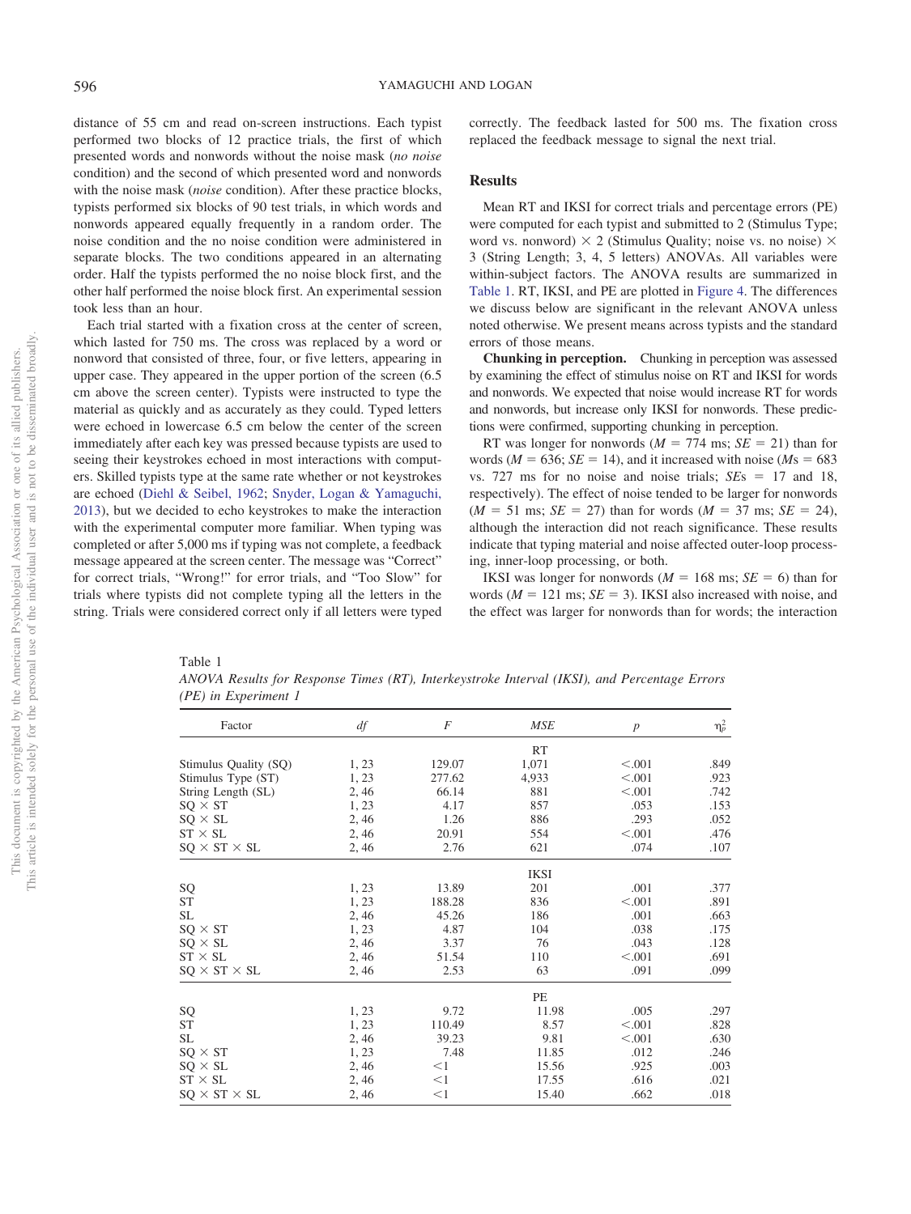distance of 55 cm and read on-screen instructions. Each typist performed two blocks of 12 practice trials, the first of which presented words and nonwords without the noise mask (*no noise* condition) and the second of which presented word and nonwords with the noise mask (*noise* condition). After these practice blocks, typists performed six blocks of 90 test trials, in which words and nonwords appeared equally frequently in a random order. The noise condition and the no noise condition were administered in separate blocks. The two conditions appeared in an alternating order. Half the typists performed the no noise block first, and the other half performed the noise block first. An experimental session took less than an hour.

Each trial started with a fixation cross at the center of screen, which lasted for 750 ms. The cross was replaced by a word or nonword that consisted of three, four, or five letters, appearing in upper case. They appeared in the upper portion of the screen (6.5 cm above the screen center). Typists were instructed to type the material as quickly and as accurately as they could. Typed letters were echoed in lowercase 6.5 cm below the center of the screen immediately after each key was pressed because typists are used to seeing their keystrokes echoed in most interactions with computers. Skilled typists type at the same rate whether or not keystrokes are echoed (Diehl & Seibel, 1962; Snyder, Logan & Yamaguchi, 2013), but we decided to echo keystrokes to make the interaction with the experimental computer more familiar. When typing was completed or after 5,000 ms if typing was not complete, a feedback message appeared at the screen center. The message was "Correct" for correct trials, "Wrong!" for error trials, and "Too Slow" for trials where typists did not complete typing all the letters in the string. Trials were considered correct only if all letters were typed correctly. The feedback lasted for 500 ms. The fixation cross replaced the feedback message to signal the next trial.

## Results

Mean RT and IKSI for correct trials and percentage errors (PE) were computed for each typist and submitted to 2 (Stimulus Type; word vs. nonword) × 2 (Stimulus Quality; noise vs. no noise) × 3 (String Length; 3, 4, 5 letters) ANOVAs. All variables were within-subject factors. The ANOVA results are summarized in Table 1. RT, IKSI, and PE are plotted in Figure 4. The differences we discuss below are significant in the relevant ANOVA unless noted otherwise. We present means across typists and the standard errors of those means.

**Chunking in perception.** Chunking in perception was assessed by examining the effect of stimulus noise on RT and IKSI for words and nonwords. We expected that noise would increase RT for words and nonwords, but increase only IKSI for nonwords. These predictions were confirmed, supporting chunking in perception.

RT was longer for nonwords ($M$ = 774 ms; $SE$ = 21) than for words ($M$ = 636; $SE$ = 14), and it increased with noise ($M$s = 683 vs. 727 ms for no noise and noise trials; $SE$s = 17 and 18, respectively). The effect of noise tended to be larger for nonwords ($M$ = 51 ms; $SE$ = 27) than for words ($M$ = 37 ms; $SE$ = 24), although the interaction did not reach significance. These results indicate that typing material and noise affected outer-loop processing, inner-loop processing, or both.

IKSI was longer for nonwords ($M$ = 168 ms; $SE$ = 6) than for words ($M$ = 121 ms; $SE$ = 3). IKSI also increased with noise, and the effect was larger for nonwords than for words; the interaction

Table 1
*ANOVA Results for Response Times (RT), Interkeystroke Interval (IKSI), and Percentage Errors (PE) in Experiment 1*

| Factor | *df* | *F* | *MSE* | *p* | $\eta_p^2$ |
|---|---|---|---|---|---|
| | | | RT | | |
| Stimulus Quality (SQ) | 1, 23 | 129.07 | 1,071 | <.001 | .849 |
| Stimulus Type (ST) | 1, 23 | 277.62 | 4,933 | <.001 | .923 |
| String Length (SL) | 2, 46 | 66.14 | 881 | <.001 | .742 |
| SQ × ST | 1, 23 | 4.17 | 857 | .053 | .153 |
| SQ × SL | 2, 46 | 1.26 | 886 | .293 | .052 |
| ST × SL | 2, 46 | 20.91 | 554 | <.001 | .476 |
| SQ × ST × SL | 2, 46 | 2.76 | 621 | .074 | .107 |
| | | | IKSI | | |
| SQ | 1, 23 | 13.89 | 201 | .001 | .377 |
| ST | 1, 23 | 188.28 | 836 | <.001 | .891 |
| SL | 2, 46 | 45.26 | 186 | .001 | .663 |
| SQ × ST | 1, 23 | 4.87 | 104 | .038 | .175 |
| SQ × SL | 2, 46 | 3.37 | 76 | .043 | .128 |
| ST × SL | 2, 46 | 51.54 | 110 | <.001 | .691 |
| SQ × ST × SL | 2, 46 | 2.53 | 63 | .091 | .099 |
| | | | PE | | |
| SQ | 1, 23 | 9.72 | 11.98 | .005 | .297 |
| ST | 1, 23 | 110.49 | 8.57 | <.001 | .828 |
| SL | 2, 46 | 39.23 | 9.81 | <.001 | .630 |
| SQ × ST | 1, 23 | 7.48 | 11.85 | .012 | .246 |
| SQ × SL | 2, 46 | <1 | 15.56 | .925 | .003 |
| ST × SL | 2, 46 | <1 | 17.55 | .616 | .021 |
| SQ × ST × SL | 2, 46 | <1 | 15.40 | .662 | .018 |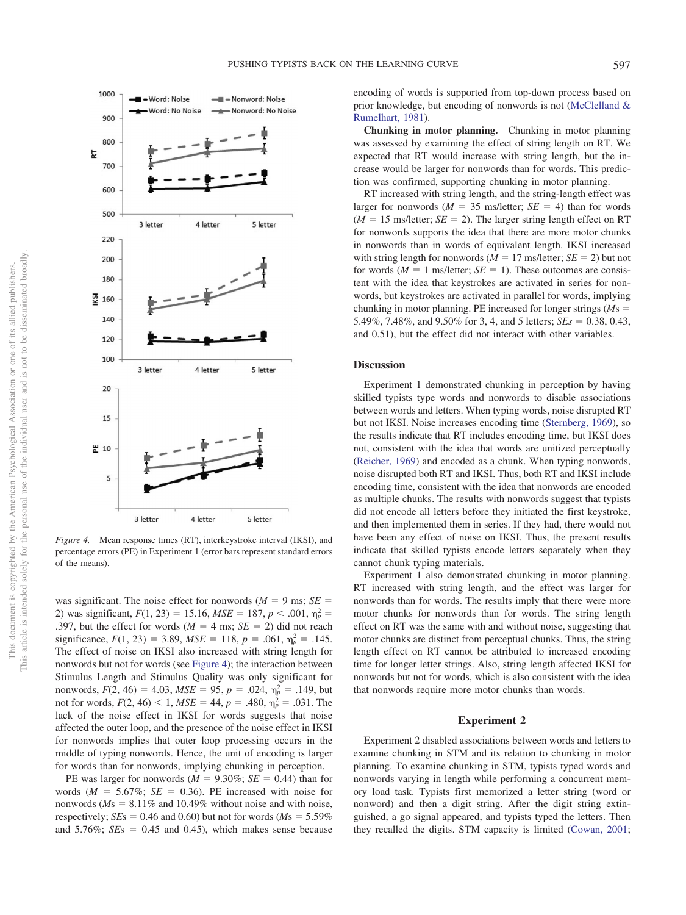*Figure 4.* Mean response times (RT), interkeystroke interval (IKSI), and percentage errors (PE) in Experiment 1 (error bars represent standard errors of the means).

was significant. The noise effect for nonwords ($M$ = 9 ms; $SE$ = 2) was significant, $F(1, 23) = 15.16$, $MSE = 187$, $p < .001$, $\eta_p^2 = .397$, but the effect for words ($M$ = 4 ms; $SE$ = 2) did not reach significance, $F(1, 23) = 3.89$, $MSE = 118$, $p = .061$, $\eta_p^2 = .145$. The effect of noise on IKSI also increased with string length for nonwords but not for words (see Figure 4); the interaction between Stimulus Length and Stimulus Quality was only significant for nonwords, $F(2, 46) = 4.03$, $MSE = 95$, $p = .024$, $\eta_p^2 = .149$, but not for words, $F(2, 46) < 1$, $MSE = 44$, $p = .480$, $\eta_p^2 = .031$. The lack of the noise effect in IKSI for words suggests that noise affected the outer loop, and the presence of the noise effect in IKSI for nonwords implies that outer loop processing occurs in the middle of typing nonwords. Hence, the unit of encoding is larger for words than for nonwords, implying chunking in perception.

PE was larger for nonwords ($M$ = 9.30%; $SE$ = 0.44) than for words ($M$ = 5.67%; $SE$ = 0.36). PE increased with noise for nonwords ($M$s = 8.11% and 10.49% without noise and with noise, respectively; $SE$s = 0.46 and 0.60) but not for words ($M$s = 5.59% and 5.76%; $SE$s = 0.45 and 0.45), which makes sense because encoding of words is supported from top-down process based on prior knowledge, but encoding of nonwords is not (McClelland & Rumelhart, 1981).

**Chunking in motor planning.** Chunking in motor planning was assessed by examining the effect of string length on RT. We expected that RT would increase with string length, but the increase would be larger for nonwords than for words. This prediction was confirmed, supporting chunking in motor planning.

RT increased with string length, and the string-length effect was larger for nonwords ($M$ = 35 ms/letter; $SE$ = 4) than for words ($M$ = 15 ms/letter; $SE$ = 2). The larger string length effect on RT for nonwords supports the idea that there are more motor chunks in nonwords than in words of equivalent length. IKSI increased with string length for nonwords ($M$ = 17 ms/letter; $SE$ = 2) but not for words ($M$ = 1 ms/letter; $SE$ = 1). These outcomes are consistent with the idea that keystrokes are activated in series for nonwords, but keystrokes are activated in parallel for words, implying chunking in motor planning. PE increased for longer strings ($M$s = 5.49%, 7.48%, and 9.50% for 3, 4, and 5 letters; $SE$s = 0.38, 0.43, and 0.51), but the effect did not interact with other variables.

## Discussion

Experiment 1 demonstrated chunking in perception by having skilled typists type words and nonwords to disable associations between words and letters. When typing words, noise disrupted RT but not IKSI. Noise increases encoding time (Sternberg, 1969), so the results indicate that RT includes encoding time, but IKSI does not, consistent with the idea that words are unitized perceptually (Reicher, 1969) and encoded as a chunk. When typing nonwords, noise disrupted both RT and IKSI. Thus, both RT and IKSI include encoding time, consistent with the idea that nonwords are encoded as multiple chunks. The results with nonwords suggest that typists did not encode all letters before they initiated the first keystroke, and then implemented them in series. If they had, there would not have been any effect of noise on IKSI. Thus, the present results indicate that skilled typists encode letters separately when they cannot chunk typing materials.

Experiment 1 also demonstrated chunking in motor planning. RT increased with string length, and the effect was larger for nonwords than for words. The results imply that there were more motor chunks for nonwords than for words. The string length effect on RT was the same with and without noise, suggesting that motor chunks are distinct from perceptual chunks. Thus, the string length effect on RT cannot be attributed to increased encoding time for longer letter strings. Also, string length affected IKSI for nonwords but not for words, which is also consistent with the idea that nonwords require more motor chunks than words.

## Experiment 2

Experiment 2 disabled associations between words and letters to examine chunking in STM and its relation to chunking in motor planning. To examine chunking in STM, typists typed words and nonwords varying in length while performing a concurrent memory load task. Typists first memorized a letter string (word or nonword) and then a digit string. After the digit string extinguished, a go signal appeared, and typists typed the letters. Then they recalled the digits. STM capacity is limited (Cowan, 2001;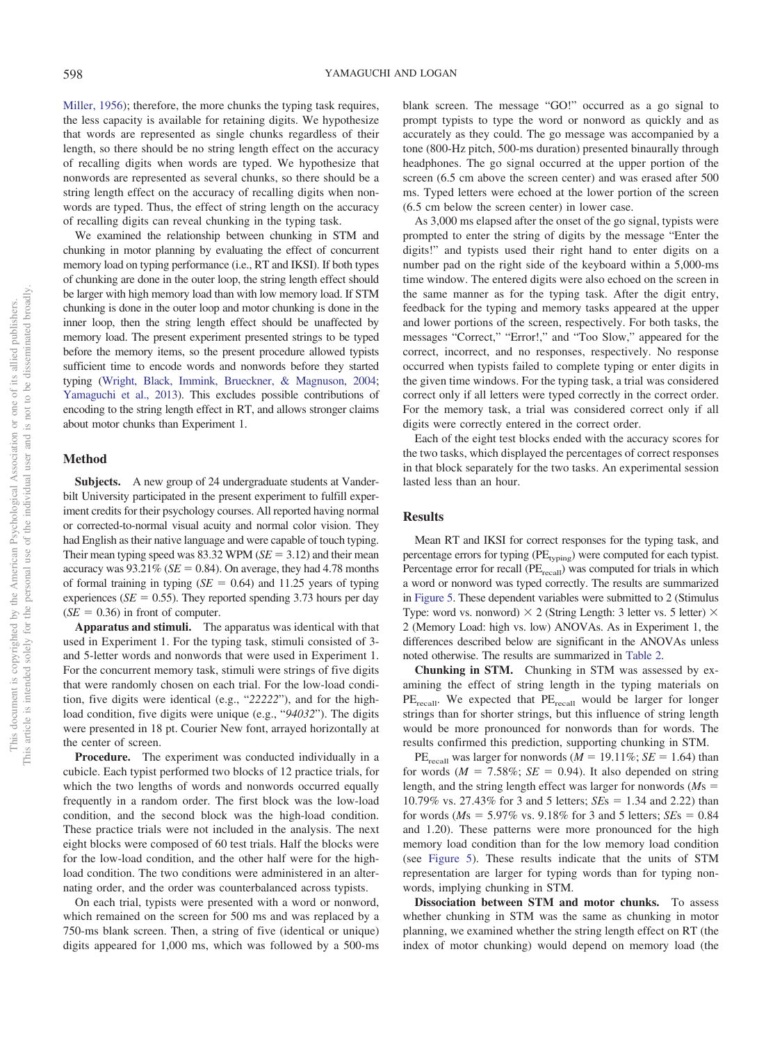Miller, 1956); therefore, the more chunks the typing task requires, the less capacity is available for retaining digits. We hypothesize that words are represented as single chunks regardless of their length, so there should be no string length effect on the accuracy of recalling digits when words are typed. We hypothesize that nonwords are represented as several chunks, so there should be a string length effect on the accuracy of recalling digits when nonwords are typed. Thus, the effect of string length on the accuracy of recalling digits can reveal chunking in the typing task.

We examined the relationship between chunking in STM and chunking in motor planning by evaluating the effect of concurrent memory load on typing performance (i.e., RT and IKSI). If both types of chunking are done in the outer loop, the string length effect should be larger with high memory load than with low memory load. If STM chunking is done in the outer loop and motor chunking is done in the inner loop, then the string length effect should be unaffected by memory load. The present experiment presented strings to be typed before the memory items, so the present procedure allowed typists sufficient time to encode words and nonwords before they started typing (Wright, Black, Immink, Brueckner, & Magnuson, 2004; Yamaguchi et al., 2013). This excludes possible contributions of encoding to the string length effect in RT, and allows stronger claims about motor chunks than Experiment 1.

## Method

**Subjects.** A new group of 24 undergraduate students at Vanderbilt University participated in the present experiment to fulfill experiment credits for their psychology courses. All reported having normal or corrected-to-normal visual acuity and normal color vision. They had English as their native language and were capable of touch typing. Their mean typing speed was 83.32 WPM (*SE* = 3.12) and their mean accuracy was 93.21% (*SE* = 0.84). On average, they had 4.78 months of formal training in typing (*SE* = 0.64) and 11.25 years of typing experiences (*SE* = 0.55). They reported spending 3.73 hours per day (*SE* = 0.36) in front of computer.

**Apparatus and stimuli.** The apparatus was identical with that used in Experiment 1. For the typing task, stimuli consisted of 3- and 5-letter words and nonwords that were used in Experiment 1. For the concurrent memory task, stimuli were strings of five digits that were randomly chosen on each trial. For the low-load condition, five digits were identical (e.g., "*22222*"), and for the high-load condition, five digits were unique (e.g., "*94032*"). The digits were presented in 18 pt. Courier New font, arrayed horizontally at the center of screen.

**Procedure.** The experiment was conducted individually in a cubicle. Each typist performed two blocks of 12 practice trials, for which the two lengths of words and nonwords occurred equally frequently in a random order. The first block was the low-load condition, and the second block was the high-load condition. These practice trials were not included in the analysis. The next eight blocks were composed of 60 test trials. Half the blocks were for the low-load condition, and the other half were for the high-load condition. The two conditions were administered in an alternating order, and the order was counterbalanced across typists.

On each trial, typists were presented with a word or nonword, which remained on the screen for 500 ms and was replaced by a 750-ms blank screen. Then, a string of five (identical or unique) digits appeared for 1,000 ms, which was followed by a 500-ms blank screen. The message "GO!" occurred as a go signal to prompt typists to type the word or nonword as quickly and as accurately as they could. The go message was accompanied by a tone (800-Hz pitch, 500-ms duration) presented binaurally through headphones. The go signal occurred at the upper portion of the screen (6.5 cm above the screen center) and was erased after 500 ms. Typed letters were echoed at the lower portion of the screen (6.5 cm below the screen center) in lower case.

As 3,000 ms elapsed after the onset of the go signal, typists were prompted to enter the string of digits by the message "Enter the digits!" and typists used their right hand to enter digits on a number pad on the right side of the keyboard within a 5,000-ms time window. The entered digits were also echoed on the screen in the same manner as for the typing task. After the digit entry, feedback for the typing and memory tasks appeared at the upper and lower portions of the screen, respectively. For both tasks, the messages "Correct," "Error!," and "Too Slow," appeared for the correct, incorrect, and no responses, respectively. No response occurred when typists failed to complete typing or enter digits in the given time windows. For the typing task, a trial was considered correct only if all letters were typed correctly in the correct order. For the memory task, a trial was considered correct only if all digits were correctly entered in the correct order.

Each of the eight test blocks ended with the accuracy scores for the two tasks, which displayed the percentages of correct responses in that block separately for the two tasks. An experimental session lasted less than an hour.

## Results

Mean RT and IKSI for correct responses for the typing task, and percentage errors for typing ($PE_{typing}$) were computed for each typist. Percentage error for recall ($PE_{recall}$) was computed for trials in which a word or nonword was typed correctly. The results are summarized in Figure 5. These dependent variables were submitted to 2 (Stimulus Type: word vs. nonword) × 2 (String Length: 3 letter vs. 5 letter) × 2 (Memory Load: high vs. low) ANOVAs. As in Experiment 1, the differences described below are significant in the ANOVAs unless noted otherwise. The results are summarized in Table 2.

**Chunking in STM.** Chunking in STM was assessed by examining the effect of string length in the typing materials on $PE_{recall}$. We expected that $PE_{recall}$ would be larger for longer strings than for shorter strings, but this influence of string length would be more pronounced for nonwords than for words. The results confirmed this prediction, supporting chunking in STM.

$PE_{recall}$ was larger for nonwords (*M* = 19.11%; *SE* = 1.64) than for words (*M* = 7.58%; *SE* = 0.94). It also depended on string length, and the string length effect was larger for nonwords (*M*s = 10.79% vs. 27.43% for 3 and 5 letters; *SE*s = 1.34 and 2.22) than for words (*M*s = 5.97% vs. 9.18% for 3 and 5 letters; *SE*s = 0.84 and 1.20). These patterns were more pronounced for the high memory load condition than for the low memory load condition (see Figure 5). These results indicate that the units of STM representation are larger for typing words than for typing nonwords, implying chunking in STM.

**Dissociation between STM and motor chunks.** To assess whether chunking in STM was the same as chunking in motor planning, we examined whether the string length effect on RT (the index of motor chunking) would depend on memory load (the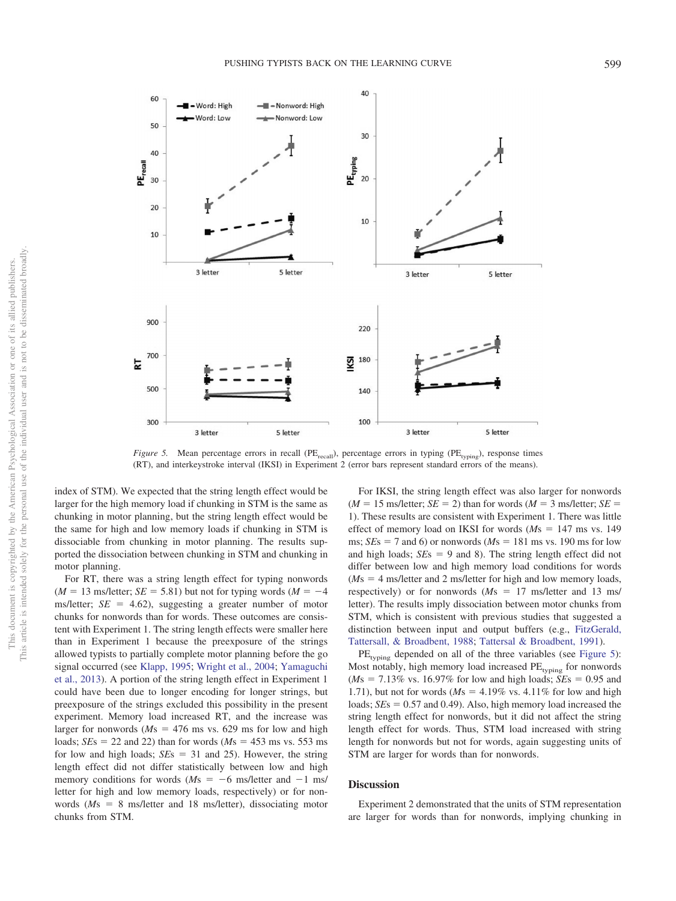*Figure 5.* Mean percentage errors in recall ($PE_{recall}$), percentage errors in typing ($PE_{typing}$), response times (RT), and interkeystroke interval (IKSI) in Experiment 2 (error bars represent standard errors of the means).

index of STM). We expected that the string length effect would be larger for the high memory load if chunking in STM is the same as chunking in motor planning, but the string length effect would be the same for high and low memory loads if chunking in STM is dissociable from chunking in motor planning. The results supported the dissociation between chunking in STM and chunking in motor planning.

For RT, there was a string length effect for typing nonwords ($M = 13$ ms/letter; $SE = 5.81$) but not for typing words ($M = -4$ ms/letter; $SE = 4.62$), suggesting a greater number of motor chunks for nonwords than for words. These outcomes are consistent with Experiment 1. The string length effects were smaller here than in Experiment 1 because the preexposure of the strings allowed typists to partially complete motor planning before the go signal occurred (see Klapp, 1995; Wright et al., 2004; Yamaguchi et al., 2013). A portion of the string length effect in Experiment 1 could have been due to longer encoding for longer strings, but preexposure of the strings excluded this possibility in the present experiment. Memory load increased RT, and the increase was larger for nonwords (*M*s = 476 ms vs. 629 ms for low and high loads; *SE*s = 22 and 22) than for words (*M*s = 453 ms vs. 553 ms for low and high loads; *SE*s = 31 and 25). However, the string length effect did not differ statistically between low and high memory conditions for words (*M*s = −6 ms/letter and −1 ms/letter for high and low memory loads, respectively) or for nonwords (*M*s = 8 ms/letter and 18 ms/letter), dissociating motor chunks from STM.

For IKSI, the string length effect was also larger for nonwords ($M = 15$ ms/letter; $SE = 2$) than for words ($M = 3$ ms/letter; $SE = 1$). These results are consistent with Experiment 1. There was little effect of memory load on IKSI for words (*M*s = 147 ms vs. 149 ms; *SE*s = 7 and 6) or nonwords (*M*s = 181 ms vs. 190 ms for low and high loads; *SE*s = 9 and 8). The string length effect did not differ between low and high memory load conditions for words (*M*s = 4 ms/letter and 2 ms/letter for high and low memory loads, respectively) or for nonwords (*M*s = 17 ms/letter and 13 ms/letter). The results imply dissociation between motor chunks from STM, which is consistent with previous studies that suggested a distinction between input and output buffers (e.g., FitzGerald, Tattersall, & Broadbent, 1988; Tattersal & Broadbent, 1991).

$PE_{typing}$ depended on all of the three variables (see Figure 5): Most notably, high memory load increased $PE_{typing}$ for nonwords (*M*s = 7.13% vs. 16.97% for low and high loads; *SE*s = 0.95 and 1.71), but not for words (*M*s = 4.19% vs. 4.11% for low and high loads; *SE*s = 0.57 and 0.49). Also, high memory load increased the string length effect for nonwords, but it did not affect the string length effect for words. Thus, STM load increased with string length for nonwords but not for words, again suggesting units of STM are larger for words than for nonwords.

## Discussion

Experiment 2 demonstrated that the units of STM representation are larger for words than for nonwords, implying chunking in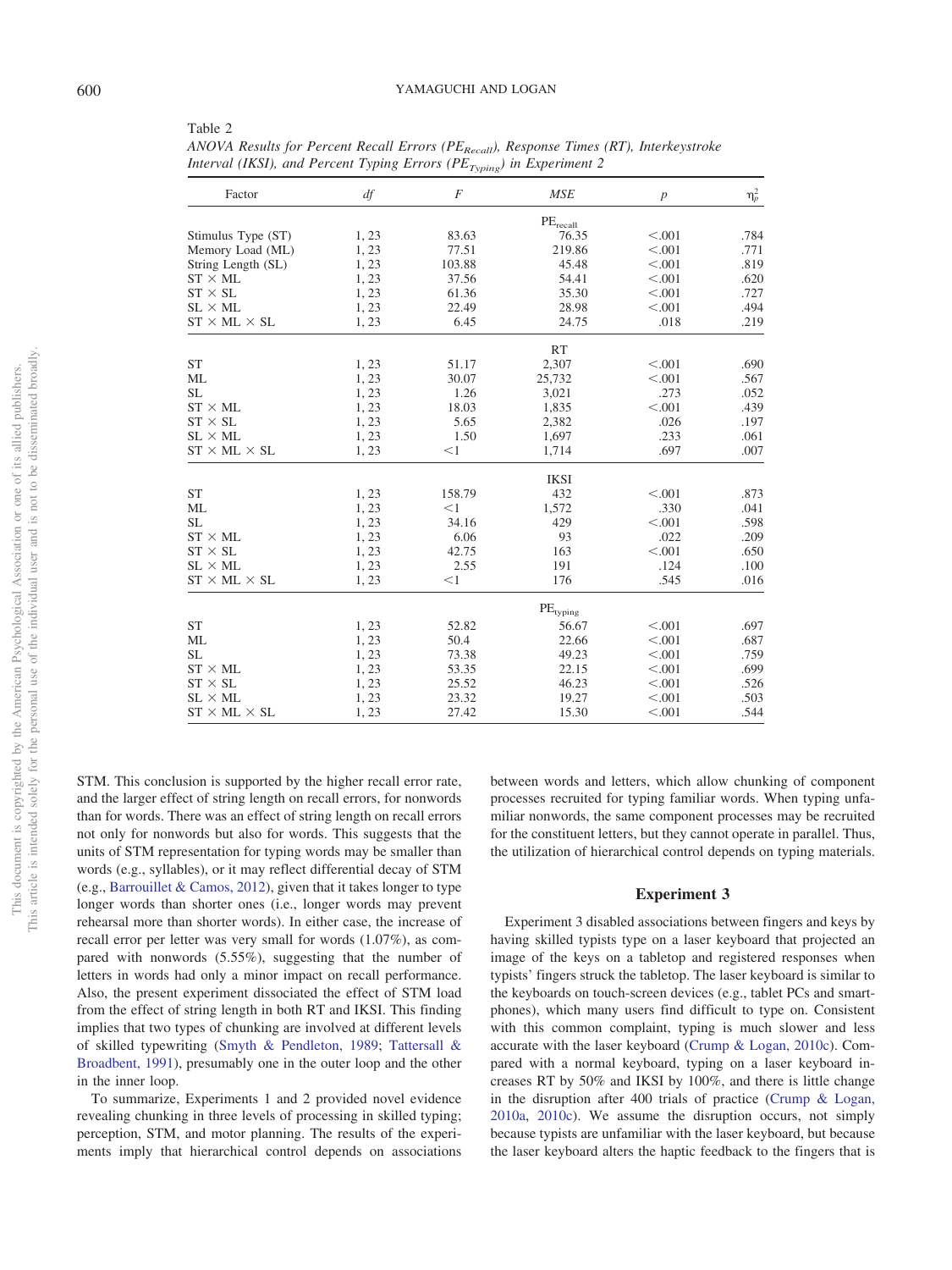Table 2
*ANOVA Results for Percent Recall Errors ($PE_{Recall}$), Response Times (RT), Interkeystroke Interval (IKSI), and Percent Typing Errors ($PE_{Typing}$) in Experiment 2*

| Factor | *df* | *F* | *MSE* | *p* | $\eta_p^2$ |
|---|---|---|---|---|---|
| | | | $PE_{recall}$ | | |
| Stimulus Type (ST) | 1, 23 | 83.63 | 76.35 | <.001 | .784 |
| Memory Load (ML) | 1, 23 | 77.51 | 219.86 | <.001 | .771 |
| String Length (SL) | 1, 23 | 103.88 | 45.48 | <.001 | .819 |
| ST × ML | 1, 23 | 37.56 | 54.41 | <.001 | .620 |
| ST × SL | 1, 23 | 61.36 | 35.30 | <.001 | .727 |
| SL × ML | 1, 23 | 22.49 | 28.98 | <.001 | .494 |
| ST × ML × SL | 1, 23 | 6.45 | 24.75 | .018 | .219 |
| | | | RT | | |
| ST | 1, 23 | 51.17 | 2,307 | <.001 | .690 |
| ML | 1, 23 | 30.07 | 25,732 | <.001 | .567 |
| SL | 1, 23 | 1.26 | 3,021 | .273 | .052 |
| ST × ML | 1, 23 | 18.03 | 1,835 | <.001 | .439 |
| ST × SL | 1, 23 | 5.65 | 2,382 | .026 | .197 |
| SL × ML | 1, 23 | 1.50 | 1,697 | .233 | .061 |
| ST × ML × SL | 1, 23 | <1 | 1,714 | .697 | .007 |
| | | | IKSI | | |
| ST | 1, 23 | 158.79 | 432 | <.001 | .873 |
| ML | 1, 23 | <1 | 1,572 | .330 | .041 |
| SL | 1, 23 | 34.16 | 429 | <.001 | .598 |
| ST × ML | 1, 23 | 6.06 | 93 | .022 | .209 |
| ST × SL | 1, 23 | 42.75 | 163 | <.001 | .650 |
| SL × ML | 1, 23 | 2.55 | 191 | .124 | .100 |
| ST × ML × SL | 1, 23 | <1 | 176 | .545 | .016 |
| | | | $PE_{typing}$ | | |
| ST | 1, 23 | 52.82 | 56.67 | <.001 | .697 |
| ML | 1, 23 | 50.4 | 22.66 | <.001 | .687 |
| SL | 1, 23 | 73.38 | 49.23 | <.001 | .759 |
| ST × ML | 1, 23 | 53.35 | 22.15 | <.001 | .699 |
| ST × SL | 1, 23 | 25.52 | 46.23 | <.001 | .526 |
| SL × ML | 1, 23 | 23.32 | 19.27 | <.001 | .503 |
| ST × ML × SL | 1, 23 | 27.42 | 15.30 | <.001 | .544 |

STM. This conclusion is supported by the higher recall error rate, and the larger effect of string length on recall errors, for nonwords than for words. There was an effect of string length on recall errors not only for nonwords but also for words. This suggests that the units of STM representation for typing words may be smaller than words (e.g., syllables), or it may reflect differential decay of STM (e.g., Barrouillet & Camos, 2012), given that it takes longer to type longer words than shorter ones (i.e., longer words may prevent rehearsal more than shorter words). In either case, the increase of recall error per letter was very small for words (1.07%), as compared with nonwords (5.55%), suggesting that the number of letters in words had only a minor impact on recall performance. Also, the present experiment dissociated the effect of STM load from the effect of string length in both RT and IKSI. This finding implies that two types of chunking are involved at different levels of skilled typewriting (Smyth & Pendleton, 1989; Tattersall & Broadbent, 1991), presumably one in the outer loop and the other in the inner loop.

To summarize, Experiments 1 and 2 provided novel evidence revealing chunking in three levels of processing in skilled typing; perception, STM, and motor planning. The results of the experiments imply that hierarchical control depends on associations between words and letters, which allow chunking of component processes recruited for typing familiar words. When typing unfamiliar nonwords, the same component processes may be recruited for the constituent letters, but they cannot operate in parallel. Thus, the utilization of hierarchical control depends on typing materials.

## Experiment 3

Experiment 3 disabled associations between fingers and keys by having skilled typists type on a laser keyboard that projected an image of the keys on a tabletop and registered responses when typists' fingers struck the tabletop. The laser keyboard is similar to the keyboards on touch-screen devices (e.g., tablet PCs and smartphones), which many users find difficult to type on. Consistent with this common complaint, typing is much slower and less accurate with the laser keyboard (Crump & Logan, 2010c). Compared with a normal keyboard, typing on a laser keyboard increases RT by 50% and IKSI by 100%, and there is little change in the disruption after 400 trials of practice (Crump & Logan, 2010a, 2010c). We assume the disruption occurs, not simply because typists are unfamiliar with the laser keyboard, but because the laser keyboard alters the haptic feedback to the fingers that is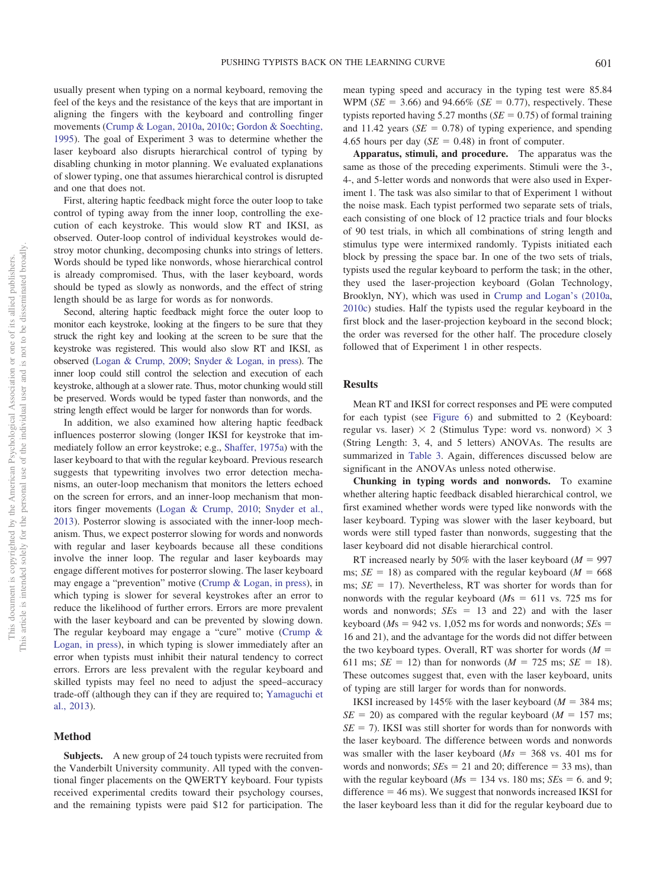usually present when typing on a normal keyboard, removing the feel of the keys and the resistance of the keys that are important in aligning the fingers with the keyboard and controlling finger movements (Crump & Logan, 2010a, 2010c; Gordon & Soechting, 1995). The goal of Experiment 3 was to determine whether the laser keyboard also disrupts hierarchical control of typing by disabling chunking in motor planning. We evaluated explanations of slower typing, one that assumes hierarchical control is disrupted and one that does not.

First, altering haptic feedback might force the outer loop to take control of typing away from the inner loop, controlling the execution of each keystroke. This would slow RT and IKSI, as observed. Outer-loop control of individual keystrokes would destroy motor chunking, decomposing chunks into strings of letters. Words should be typed like nonwords, whose hierarchical control is already compromised. Thus, with the laser keyboard, words should be typed as slowly as nonwords, and the effect of string length should be as large for words as for nonwords.

Second, altering haptic feedback might force the outer loop to monitor each keystroke, looking at the fingers to be sure that they struck the right key and looking at the screen to be sure that the keystroke was registered. This would also slow RT and IKSI, as observed (Logan & Crump, 2009; Snyder & Logan, in press). The inner loop could still control the selection and execution of each keystroke, although at a slower rate. Thus, motor chunking would still be preserved. Words would be typed faster than nonwords, and the string length effect would be larger for nonwords than for words.

In addition, we also examined how altering haptic feedback influences posterror slowing (longer IKSI for keystroke that immediately follow an error keystroke; e.g., Shaffer, 1975a) with the laser keyboard to that with the regular keyboard. Previous research suggests that typewriting involves two error detection mechanisms, an outer-loop mechanism that monitors the letters echoed on the screen for errors, and an inner-loop mechanism that monitors finger movements (Logan & Crump, 2010; Snyder et al., 2013). Posterror slowing is associated with the inner-loop mechanism. Thus, we expect posterror slowing for words and nonwords with regular and laser keyboards because all these conditions involve the inner loop. The regular and laser keyboards may engage different motives for posterror slowing. The laser keyboard may engage a "prevention" motive (Crump & Logan, in press), in which typing is slower for several keystrokes after an error to reduce the likelihood of further errors. Errors are more prevalent with the laser keyboard and can be prevented by slowing down. The regular keyboard may engage a "cure" motive (Crump & Logan, in press), in which typing is slower immediately after an error when typists must inhibit their natural tendency to correct errors. Errors are less prevalent with the regular keyboard and skilled typists may feel no need to adjust the speed–accuracy trade-off (although they can if they are required to; Yamaguchi et al., 2013).

## Method

**Subjects.** A new group of 24 touch typists were recruited from the Vanderbilt University community. All typed with the conventional finger placements on the QWERTY keyboard. Four typists received experimental credits toward their psychology courses, and the remaining typists were paid $12 for participation. The mean typing speed and accuracy in the typing test were 85.84 WPM ($SE$ = 3.66) and 94.66% ($SE$ = 0.77), respectively. These typists reported having 5.27 months ($SE$ = 0.75) of formal training and 11.42 years ($SE$ = 0.78) of typing experience, and spending 4.65 hours per day ($SE$ = 0.48) in front of computer.

**Apparatus, stimuli, and procedure.** The apparatus was the same as those of the preceding experiments. Stimuli were the 3-, 4-, and 5-letter words and nonwords that were also used in Experiment 1. The task was also similar to that of Experiment 1 without the noise mask. Each typist performed two separate sets of trials, each consisting of one block of 12 practice trials and four blocks of 90 test trials, in which all combinations of string length and stimulus type were intermixed randomly. Typists initiated each block by pressing the space bar. In one of the two sets of trials, typists used the regular keyboard to perform the task; in the other, they used the laser-projection keyboard (Golan Technology, Brooklyn, NY), which was used in Crump and Logan's (2010a, 2010c) studies. Half the typists used the regular keyboard in the first block and the laser-projection keyboard in the second block; the order was reversed for the other half. The procedure closely followed that of Experiment 1 in other respects.

## Results

Mean RT and IKSI for correct responses and PE were computed for each typist (see Figure 6) and submitted to 2 (Keyboard: regular vs. laser) × 2 (Stimulus Type: word vs. nonword) × 3 (String Length: 3, 4, and 5 letters) ANOVAs. The results are summarized in Table 3. Again, differences discussed below are significant in the ANOVAs unless noted otherwise.

**Chunking in typing words and nonwords.** To examine whether altering haptic feedback disabled hierarchical control, we first examined whether words were typed like nonwords with the laser keyboard. Typing was slower with the laser keyboard, but words were still typed faster than nonwords, suggesting that the laser keyboard did not disable hierarchical control.

RT increased nearly by 50% with the laser keyboard ($M$ = 997 ms; $SE$ = 18) as compared with the regular keyboard ($M$ = 668 ms; $SE$ = 17). Nevertheless, RT was shorter for words than for nonwords with the regular keyboard ($M$s = 611 vs. 725 ms for words and nonwords; $SE$s = 13 and 22) and with the laser keyboard ($M$s = 942 vs. 1,052 ms for words and nonwords; $SE$s = 16 and 21), and the advantage for the words did not differ between the two keyboard types. Overall, RT was shorter for words ($M$ = 611 ms; $SE$ = 12) than for nonwords ($M$ = 725 ms; $SE$ = 18). These outcomes suggest that, even with the laser keyboard, units of typing are still larger for words than for nonwords.

IKSI increased by 145% with the laser keyboard ($M$ = 384 ms; $SE$ = 20) as compared with the regular keyboard ($M$ = 157 ms; $SE$ = 7). IKSI was still shorter for words than for nonwords with the laser keyboard. The difference between words and nonwords was smaller with the laser keyboard ($M$s = 368 vs. 401 ms for words and nonwords; $SE$s = 21 and 20; difference = 33 ms), than with the regular keyboard ($M$s = 134 vs. 180 ms; $SE$s = 6. and 9; difference = 46 ms). We suggest that nonwords increased IKSI for the laser keyboard less than it did for the regular keyboard due to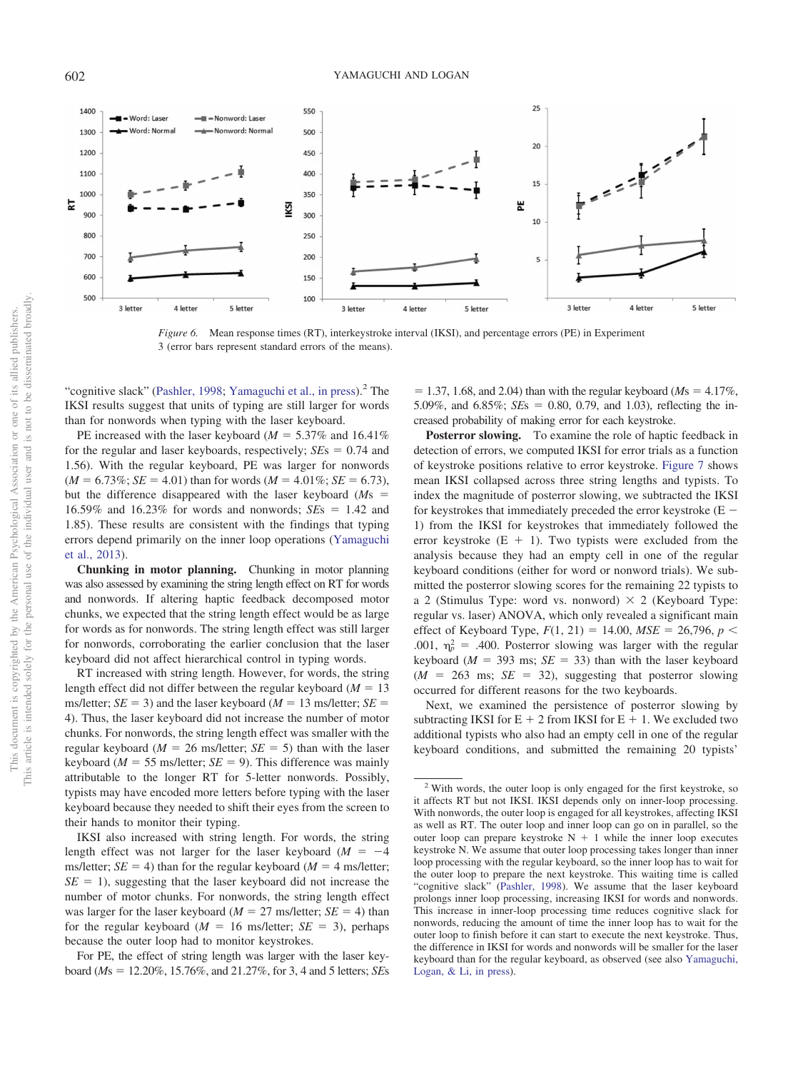*Figure 6.* Mean response times (RT), interkeystroke interval (IKSI), and percentage errors (PE) in Experiment 3 (error bars represent standard errors of the means).

"cognitive slack" (Pashler, 1998; Yamaguchi et al., in press).[2] The IKSI results suggest that units of typing are still larger for words than for nonwords when typing with the laser keyboard.

PE increased with the laser keyboard ($M$ = 5.37% and 16.41% for the regular and laser keyboards, respectively; $SE$s = 0.74 and 1.56). With the regular keyboard, PE was larger for nonwords ($M$ = 6.73%; $SE$ = 4.01) than for words ($M$ = 4.01%; $SE$ = 6.73), but the difference disappeared with the laser keyboard ($M$s = 16.59% and 16.23% for words and nonwords; $SE$s = 1.42 and 1.85). These results are consistent with the findings that typing errors depend primarily on the inner loop operations (Yamaguchi et al., 2013).

**Chunking in motor planning.** Chunking in motor planning was also assessed by examining the string length effect on RT for words and nonwords. If altering haptic feedback decomposed motor chunks, we expected that the string length effect would be as large for words as for nonwords. The string length effect was still larger for nonwords, corroborating the earlier conclusion that the laser keyboard did not affect hierarchical control in typing words.

RT increased with string length. However, for words, the string length effect did not differ between the regular keyboard ($M$ = 13 ms/letter; $SE$ = 3) and the laser keyboard ($M$ = 13 ms/letter; $SE$ = 4). Thus, the laser keyboard did not increase the number of motor chunks. For nonwords, the string length effect was smaller with the regular keyboard ($M$ = 26 ms/letter; $SE$ = 5) than with the laser keyboard ($M$ = 55 ms/letter; $SE$ = 9). This difference was mainly attributable to the longer RT for 5-letter nonwords. Possibly, typists may have encoded more letters before typing with the laser keyboard because they needed to shift their eyes from the screen to their hands to monitor their typing.

IKSI also increased with string length. For words, the string length effect was not larger for the laser keyboard ($M$ = −4 ms/letter; $SE$ = 4) than for the regular keyboard ($M$ = 4 ms/letter; $SE$ = 1), suggesting that the laser keyboard did not increase the number of motor chunks. For nonwords, the string length effect was larger for the laser keyboard ($M$ = 27 ms/letter; $SE$ = 4) than for the regular keyboard ($M$ = 16 ms/letter; $SE$ = 3), perhaps because the outer loop had to monitor keystrokes.

For PE, the effect of string length was larger with the laser keyboard ($M$s = 12.20%, 15.76%, and 21.27%, for 3, 4 and 5 letters; $SE$s = 1.37, 1.68, and 2.04) than with the regular keyboard ($M$s = 4.17%, 5.09%, and 6.85%; $SE$s = 0.80, 0.79, and 1.03), reflecting the increased probability of making error for each keystroke.

**Posterior slowing.** To examine the role of haptic feedback in detection of errors, we computed IKSI for error trials as a function of keystroke positions relative to error keystroke. Figure 7 shows mean IKSI collapsed across three string lengths and typists. To index the magnitude of posterior slowing, we subtracted the IKSI for keystrokes that immediately preceded the error keystroke (E − 1) from the IKSI for keystrokes that immediately followed the error keystroke (E + 1). Two typists were excluded from the analysis because they had an empty cell in one of the regular keyboard conditions (either for word or nonword trials). We submitted the posterior slowing scores for the remaining 22 typists to a 2 (Stimulus Type: word vs. nonword) × 2 (Keyboard Type: regular vs. laser) ANOVA, which only revealed a significant main effect of Keyboard Type, $F(1, 21) = 14.00$, $MSE = 26{,}796$, $p < .001$, $\eta_p^2 = .400$. Posterior slowing was larger with the regular keyboard ($M$ = 393 ms; $SE$ = 33) than with the laser keyboard ($M$ = 263 ms; $SE$ = 32), suggesting that posterior slowing occurred for different reasons for the two keyboards.

Next, we examined the persistence of posterior slowing by subtracting IKSI for E + 2 from IKSI for E + 1. We excluded two additional typists who also had an empty cell in one of the regular keyboard conditions, and submitted the remaining 20 typists'

[2] With words, the outer loop is only engaged for the first keystroke, so it affects RT but not IKSI. IKSI depends only on inner-loop processing. With nonwords, the outer loop is engaged for all keystrokes, affecting IKSI as well as RT. The outer loop and inner loop can go on in parallel, so the outer loop can prepare keystroke N + 1 while the inner loop executes keystroke N. We assume that outer loop processing takes longer than inner loop processing with the regular keyboard, so the inner loop has to wait for the outer loop to prepare the next keystroke. This waiting time is called "cognitive slack" (Pashler, 1998). We assume that the laser keyboard prolongs inner loop processing, increasing IKSI for words and nonwords. This increase in inner-loop processing time reduces cognitive slack for nonwords, reducing the amount of time the inner loop has to wait for the outer loop to finish before it can start to execute the next keystroke. Thus, the difference in IKSI for words and nonwords will be smaller for the laser keyboard than for the regular keyboard, as observed (see also Yamaguchi, Logan, & Li, in press).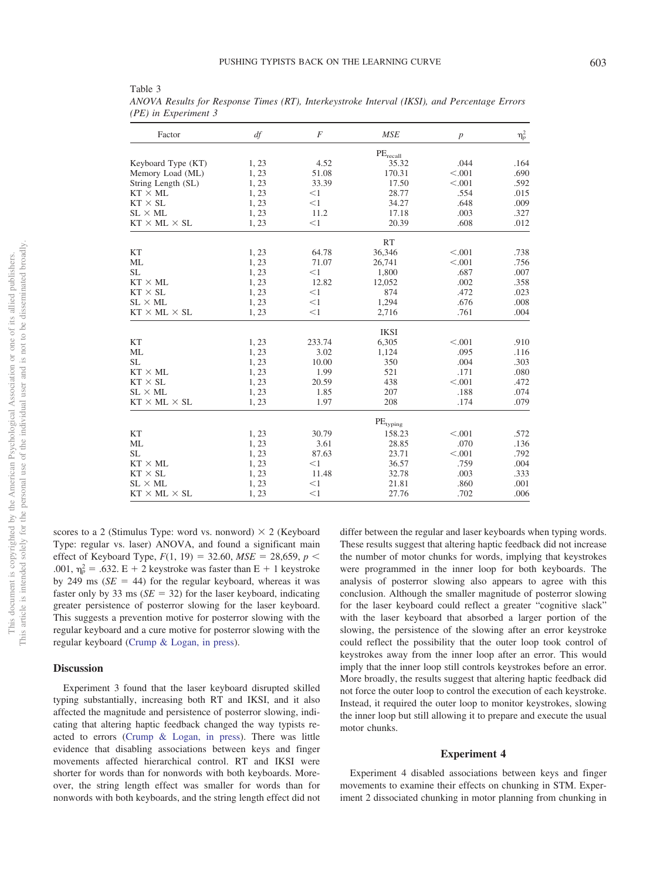Table 3
*ANOVA Results for Response Times (RT), Interkeystroke Interval (IKSI), and Percentage Errors (PE) in Experiment 3*

| Factor | *df* | *F* | *MSE* | *p* | $\eta_p^2$ |
|---|---|---|---|---|---|
| | | | $PE_{recall}$ | | |
| Keyboard Type (KT) | 1, 23 | 4.52 | 35.32 | .044 | .164 |
| Memory Load (ML) | 1, 23 | 51.08 | 170.31 | <.001 | .690 |
| String Length (SL) | 1, 23 | 33.39 | 17.50 | <.001 | .592 |
| KT × ML | 1, 23 | <1 | 28.77 | .554 | .015 |
| KT × SL | 1, 23 | <1 | 34.27 | .648 | .009 |
| SL × ML | 1, 23 | 11.2 | 17.18 | .003 | .327 |
| KT × ML × SL | 1, 23 | <1 | 20.39 | .608 | .012 |
| | | | RT | | |
| KT | 1, 23 | 64.78 | 36,346 | <.001 | .738 |
| ML | 1, 23 | 71.07 | 26,741 | <.001 | .756 |
| SL | 1, 23 | <1 | 1,800 | .687 | .007 |
| KT × ML | 1, 23 | 12.82 | 12,052 | .002 | .358 |
| KT × SL | 1, 23 | <1 | 874 | .472 | .023 |
| SL × ML | 1, 23 | <1 | 1,294 | .676 | .008 |
| KT × ML × SL | 1, 23 | <1 | 2,716 | .761 | .004 |
| | | | IKSI | | |
| KT | 1, 23 | 233.74 | 6,305 | <.001 | .910 |
| ML | 1, 23 | 3.02 | 1,124 | .095 | .116 |
| SL | 1, 23 | 10.00 | 350 | .004 | .303 |
| KT × ML | 1, 23 | 1.99 | 521 | .171 | .080 |
| KT × SL | 1, 23 | 20.59 | 438 | <.001 | .472 |
| SL × ML | 1, 23 | 1.85 | 207 | .188 | .074 |
| KT × ML × SL | 1, 23 | 1.97 | 208 | .174 | .079 |
| | | | $PE_{typing}$ | | |
| KT | 1, 23 | 30.79 | 158.23 | <.001 | .572 |
| ML | 1, 23 | 3.61 | 28.85 | .070 | .136 |
| SL | 1, 23 | 87.63 | 23.71 | <.001 | .792 |
| KT × ML | 1, 23 | <1 | 36.57 | .759 | .004 |
| KT × SL | 1, 23 | 11.48 | 32.78 | .003 | .333 |
| SL × ML | 1, 23 | <1 | 21.81 | .860 | .001 |
| KT × ML × SL | 1, 23 | <1 | 27.76 | .702 | .006 |

scores to a 2 (Stimulus Type: word vs. nonword) × 2 (Keyboard Type: regular vs. laser) ANOVA, and found a significant main effect of Keyboard Type, $F(1, 19) = 32.60$, $MSE = 28{,}659$, $p < .001$, $\eta_p^2 = .632$. E + 2 keystroke was faster than E + 1 keystroke by 249 ms ($SE = 44$) for the regular keyboard, whereas it was faster only by 33 ms ($SE = 32$) for the laser keyboard, indicating greater persistence of posterror slowing for the laser keyboard. This suggests a prevention motive for posterror slowing with the regular keyboard and a cure motive for posterror slowing with the regular keyboard (Crump & Logan, in press).

### Discussion

Experiment 3 found that the laser keyboard disrupted skilled typing substantially, increasing both RT and IKSI, and it also affected the magnitude and persistence of posterror slowing, indicating that altering haptic feedback changed the way typists reacted to errors (Crump & Logan, in press). There was little evidence that disabling associations between keys and finger movements affected hierarchical control. RT and IKSI were shorter for words than for nonwords with both keyboards. Moreover, the string length effect was smaller for words than for nonwords with both keyboards, and the string length effect did not differ between the regular and laser keyboards when typing words. These results suggest that altering haptic feedback did not increase the number of motor chunks for words, implying that keystrokes were programmed in the inner loop for both keyboards. The analysis of posterror slowing also appears to agree with this conclusion. Although the smaller magnitude of posterror slowing for the laser keyboard could reflect a greater "cognitive slack" with the laser keyboard that absorbed a larger portion of the slowing, the persistence of the slowing after an error keystroke could reflect the possibility that the outer loop took control of keystrokes away from the inner loop after an error. This would imply that the inner loop still controls keystrokes before an error. More broadly, the results suggest that altering haptic feedback did not force the outer loop to control the execution of each keystroke. Instead, it required the outer loop to monitor keystrokes, slowing the inner loop but still allowing it to prepare and execute the usual motor chunks.

## Experiment 4

Experiment 4 disabled associations between keys and finger movements to examine their effects on chunking in STM. Experiment 2 dissociated chunking in motor planning from chunking in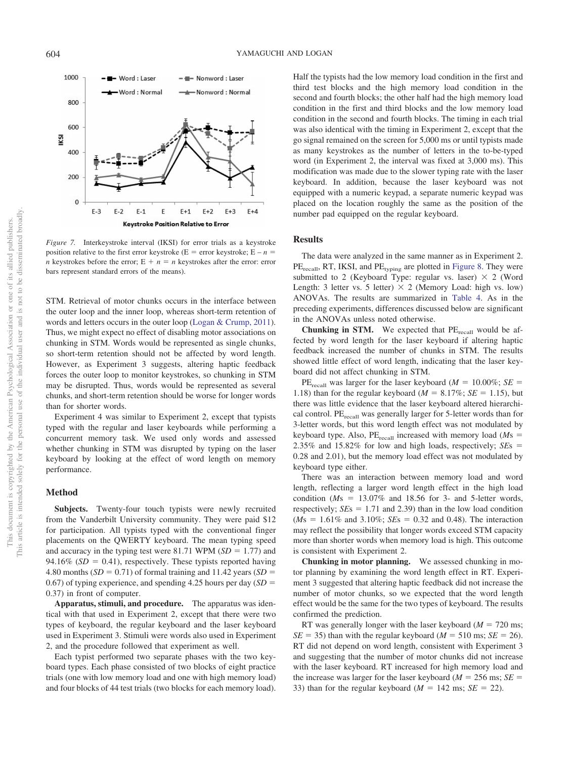*Figure 7.* Interkeystroke interval (IKSI) for error trials as a keystroke position relative to the first error keystroke (E = error keystroke; E – *n* = *n* keystrokes before the error; E + *n* = *n* keystrokes after the error: error bars represent standard errors of the means).

STM. Retrieval of motor chunks occurs in the interface between the outer loop and the inner loop, whereas short-term retention of words and letters occurs in the outer loop (Logan & Crump, 2011). Thus, we might expect no effect of disabling motor associations on chunking in STM. Words would be represented as single chunks, so short-term retention should not be affected by word length. However, as Experiment 3 suggests, altering haptic feedback forces the outer loop to monitor keystrokes, so chunking in STM may be disrupted. Thus, words would be represented as several chunks, and short-term retention should be worse for longer words than for shorter words.

Experiment 4 was similar to Experiment 2, except that typists typed with the regular and laser keyboards while performing a concurrent memory task. We used only words and assessed whether chunking in STM was disrupted by typing on the laser keyboard by looking at the effect of word length on memory performance.

## Method

**Subjects.** Twenty-four touch typists were newly recruited from the Vanderbilt University community. They were paid $12 for participation. All typists typed with the conventional finger placements on the QWERTY keyboard. The mean typing speed and accuracy in the typing test were 81.71 WPM ($SD$ = 1.77) and 94.16% ($SD$ = 0.41), respectively. These typists reported having 4.80 months ($SD$ = 0.71) of formal training and 11.42 years ($SD$ = 0.67) of typing experience, and spending 4.25 hours per day ($SD$ = 0.37) in front of computer.

**Apparatus, stimuli, and procedure.** The apparatus was identical with that used in Experiment 2, except that there were two types of keyboard, the regular keyboard and the laser keyboard used in Experiment 3. Stimuli were words also used in Experiment 2, and the procedure followed that experiment as well.

Each typist performed two separate phases with the two keyboard types. Each phase consisted of two blocks of eight practice trials (one with low memory load and one with high memory load) and four blocks of 44 test trials (two blocks for each memory load). Half the typists had the low memory load condition in the first and third test blocks and the high memory load condition in the second and fourth blocks; the other half had the high memory load condition in the first and third blocks and the low memory load condition in the second and fourth blocks. The timing in each trial was also identical with the timing in Experiment 2, except that the go signal remained on the screen for 5,000 ms or until typists made as many keystrokes as the number of letters in the to-be-typed word (in Experiment 2, the interval was fixed at 3,000 ms). This modification was made due to the slower typing rate with the laser keyboard. In addition, because the laser keyboard was not equipped with a numeric keypad, a separate numeric keypad was placed on the location roughly the same as the position of the number pad equipped on the regular keyboard.

## Results

The data were analyzed in the same manner as in Experiment 2. $PE_{recall}$, RT, IKSI, and $PE_{typing}$ are plotted in Figure 8. They were submitted to 2 (Keyboard Type: regular vs. laser) × 2 (Word Length: 3 letter vs. 5 letter) × 2 (Memory Load: high vs. low) ANOVAs. The results are summarized in Table 4. As in the preceding experiments, differences discussed below are significant in the ANOVAs unless noted otherwise.

**Chunking in STM.** We expected that $PE_{recall}$ would be affected by word length for the laser keyboard if altering haptic feedback increased the number of chunks in STM. The results showed little effect of word length, indicating that the laser keyboard did not affect chunking in STM.

$PE_{recall}$ was larger for the laser keyboard ($M$ = 10.00%; $SE$ = 1.18) than for the regular keyboard ($M$ = 8.17%; $SE$ = 1.15), but there was little evidence that the laser keyboard altered hierarchical control. $PE_{recall}$ was generally larger for 5-letter words than for 3-letter words, but this word length effect was not modulated by keyboard type. Also, $PE_{recall}$ increased with memory load ($M$s = 2.35% and 15.82% for low and high loads, respectively; $SE$s = 0.28 and 2.01), but the memory load effect was not modulated by keyboard type either.

There was an interaction between memory load and word length, reflecting a larger word length effect in the high load condition ($M$s = 13.07% and 18.56 for 3- and 5-letter words, respectively; $SE$s = 1.71 and 2.39) than in the low load condition ($M$s = 1.61% and 3.10%; $SE$s = 0.32 and 0.48). The interaction may reflect the possibility that longer words exceed STM capacity more than shorter words when memory load is high. This outcome is consistent with Experiment 2.

**Chunking in motor planning.** We assessed chunking in motor planning by examining the word length effect in RT. Experiment 3 suggested that altering haptic feedback did not increase the number of motor chunks, so we expected that the word length effect would be the same for the two types of keyboard. The results confirmed the prediction.

RT was generally longer with the laser keyboard ($M$ = 720 ms; $SE$ = 35) than with the regular keyboard ($M$ = 510 ms; $SE$ = 26). RT did not depend on word length, consistent with Experiment 3 and suggesting that the number of motor chunks did not increase with the laser keyboard. RT increased for high memory load and the increase was larger for the laser keyboard ($M$ = 256 ms; $SE$ = 33) than for the regular keyboard ($M$ = 142 ms; $SE$ = 22).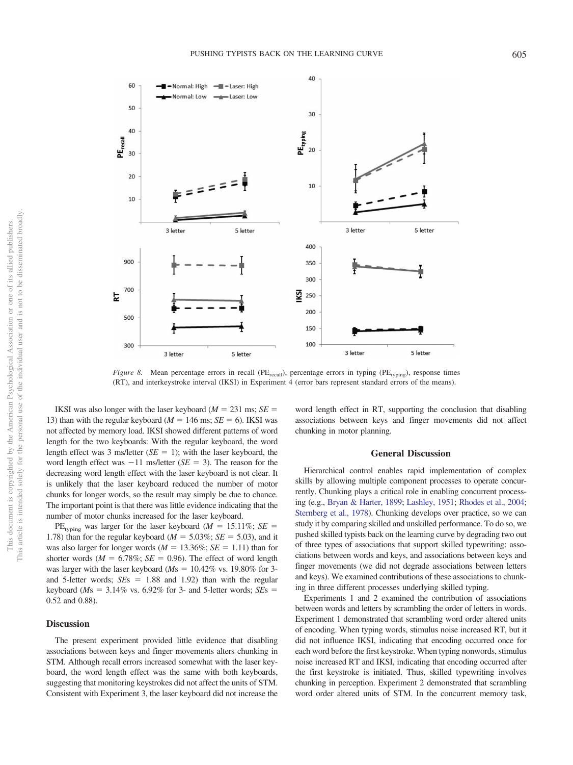*Figure 8.* Mean percentage errors in recall ($PE_{recall}$), percentage errors in typing ($PE_{typing}$), response times (RT), and interkeystroke interval (IKSI) in Experiment 4 (error bars represent standard errors of the means).

IKSI was also longer with the laser keyboard ($M$ = 231 ms; $SE$ = 13) than with the regular keyboard ($M$ = 146 ms; $SE$ = 6). IKSI was not affected by memory load. IKSI showed different patterns of word length for the two keyboards: With the regular keyboard, the word length effect was 3 ms/letter ($SE$ = 1); with the laser keyboard, the word length effect was −11 ms/letter ($SE$ = 3). The reason for the decreasing word length effect with the laser keyboard is not clear. It is unlikely that the laser keyboard reduced the number of motor chunks for longer words, so the result may simply be due to chance. The important point is that there was little evidence indicating that the number of motor chunks increased for the laser keyboard.

$PE_{typing}$ was larger for the laser keyboard ($M$ = 15.11%; $SE$ = 1.78) than for the regular keyboard ($M$ = 5.03%; $SE$ = 5.03), and it was also larger for longer words ($M$ = 13.36%; $SE$ = 1.11) than for shorter words ($M$ = 6.78%; $SE$ = 0.96). The effect of word length was larger with the laser keyboard ($M$s = 10.42% vs. 19.80% for 3- and 5-letter words; $SE$s = 1.88 and 1.92) than with the regular keyboard ($M$s = 3.14% vs. 6.92% for 3- and 5-letter words; $SE$s = 0.52 and 0.88).

### Discussion

The present experiment provided little evidence that disabling associations between keys and finger movements alters chunking in STM. Although recall errors increased somewhat with the laser keyboard, the word length effect was the same with both keyboards, suggesting that monitoring keystrokes did not affect the units of STM. Consistent with Experiment 3, the laser keyboard did not increase the word length effect in RT, supporting the conclusion that disabling associations between keys and finger movements did not affect chunking in motor planning.

## General Discussion

Hierarchical control enables rapid implementation of complex skills by allowing multiple component processes to operate concurrently. Chunking plays a critical role in enabling concurrent processing (e.g., Bryan & Harter, 1899; Lashley, 1951; Rhodes et al., 2004; Sternberg et al., 1978). Chunking develops over practice, so we can study it by comparing skilled and unskilled performance. To do so, we pushed skilled typists back on the learning curve by degrading two out of three types of associations that support skilled typewriting: associations between words and keys, and associations between keys and finger movements (we did not degrade associations between letters and keys). We examined contributions of these associations to chunking in three different processes underlying skilled typing.

Experiments 1 and 2 examined the contribution of associations between words and letters by scrambling the order of letters in words. Experiment 1 demonstrated that scrambling word order altered units of encoding. When typing words, stimulus noise increased RT, but it did not influence IKSI, indicating that encoding occurred once for each word before the first keystroke. When typing nonwords, stimulus noise increased RT and IKSI, indicating that encoding occurred after the first keystroke is initiated. Thus, skilled typewriting involves chunking in perception. Experiment 2 demonstrated that scrambling word order altered units of STM. In the concurrent memory task,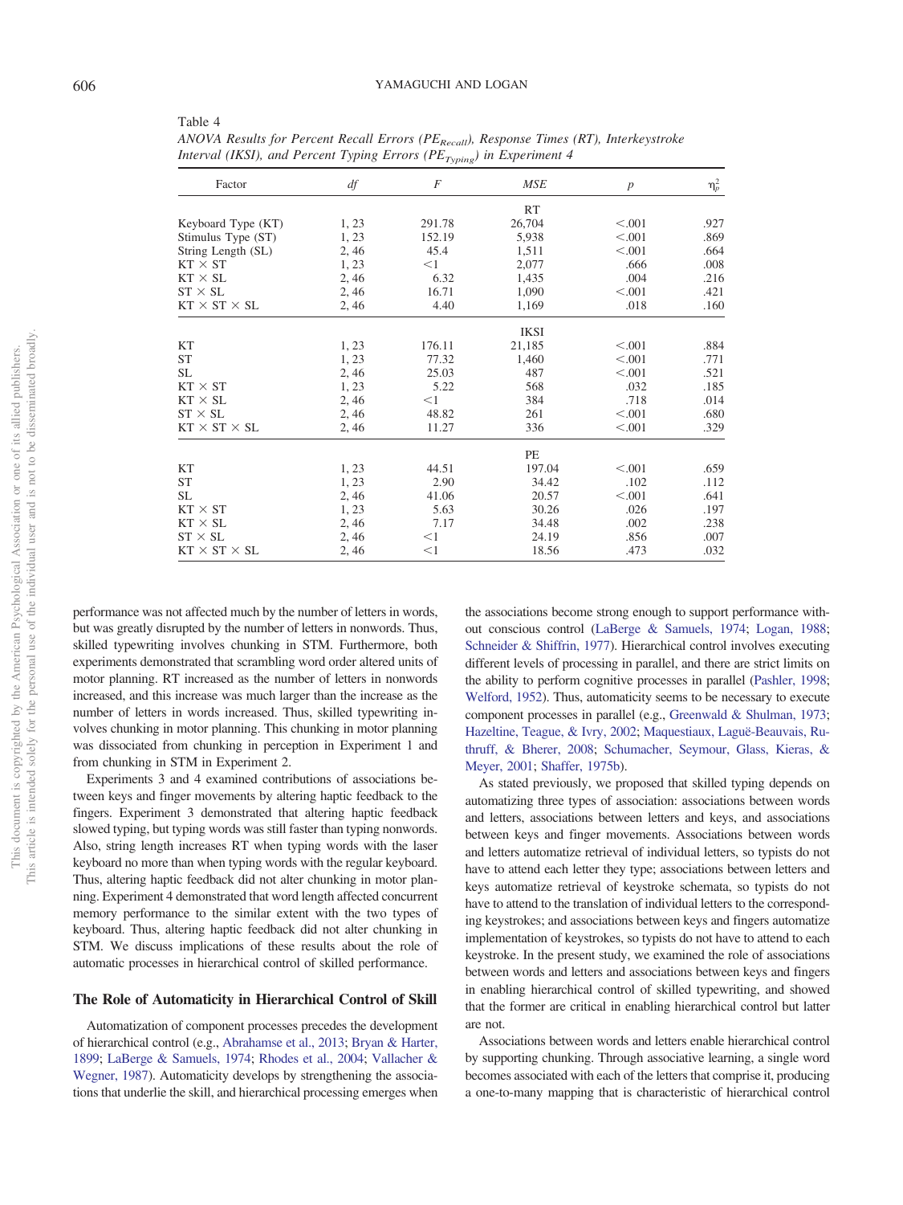Table 4
*ANOVA Results for Percent Recall Errors ($PE_{Recall}$), Response Times (RT), Interkeystroke Interval (IKSI), and Percent Typing Errors ($PE_{Typing}$) in Experiment 4*

| Factor | *df* | *F* | *MSE* | *p* | $\eta_p^2$ |
|---|---|---|---|---|---|
| | | | RT | | |
| Keyboard Type (KT) | 1, 23 | 291.78 | 26,704 | <.001 | .927 |
| Stimulus Type (ST) | 1, 23 | 152.19 | 5,938 | <.001 | .869 |
| String Length (SL) | 2, 46 | 45.4 | 1,511 | <.001 | .664 |
| KT × ST | 1, 23 | <1 | 2,077 | .666 | .008 |
| KT × SL | 2, 46 | 6.32 | 1,435 | .004 | .216 |
| ST × SL | 2, 46 | 16.71 | 1,090 | <.001 | .421 |
| KT × ST × SL | 2, 46 | 4.40 | 1,169 | .018 | .160 |
| | | | IKSI | | |
| KT | 1, 23 | 176.11 | 21,185 | <.001 | .884 |
| ST | 1, 23 | 77.32 | 1,460 | <.001 | .771 |
| SL | 2, 46 | 25.03 | 487 | <.001 | .521 |
| KT × ST | 1, 23 | 5.22 | 568 | .032 | .185 |
| KT × SL | 2, 46 | <1 | 384 | .718 | .014 |
| ST × SL | 2, 46 | 48.82 | 261 | <.001 | .680 |
| KT × ST × SL | 2, 46 | 11.27 | 336 | <.001 | .329 |
| | | | PE | | |
| KT | 1, 23 | 44.51 | 197.04 | <.001 | .659 |
| ST | 1, 23 | 2.90 | 34.42 | .102 | .112 |
| SL | 2, 46 | 41.06 | 20.57 | <.001 | .641 |
| KT × ST | 1, 23 | 5.63 | 30.26 | .026 | .197 |
| KT × SL | 2, 46 | 7.17 | 34.48 | .002 | .238 |
| ST × SL | 2, 46 | <1 | 24.19 | .856 | .007 |
| KT × ST × SL | 2, 46 | <1 | 18.56 | .473 | .032 |

performance was not affected much by the number of letters in words, but was greatly disrupted by the number of letters in nonwords. Thus, skilled typewriting involves chunking in STM. Furthermore, both experiments demonstrated that scrambling word order altered units of motor planning. RT increased as the number of letters in nonwords increased, and this increase was much larger than the increase as the number of letters in words increased. Thus, skilled typewriting involves chunking in motor planning. This chunking in motor planning was dissociated from chunking in perception in Experiment 1 and from chunking in STM in Experiment 2.

Experiments 3 and 4 examined contributions of associations between keys and finger movements by altering haptic feedback to the fingers. Experiment 3 demonstrated that altering haptic feedback slowed typing, but typing words was still faster than typing nonwords. Also, string length increases RT when typing words with the laser keyboard no more than when typing words with the regular keyboard. Thus, altering haptic feedback did not alter chunking in motor planning. Experiment 4 demonstrated that word length affected concurrent memory performance to the similar extent with the two types of keyboard. Thus, altering haptic feedback did not alter chunking in STM. We discuss implications of these results about the role of automatic processes in hierarchical control of skilled performance.

## The Role of Automaticity in Hierarchical Control of Skill

Automatization of component processes precedes the development of hierarchical control (e.g., Abrahamse et al., 2013; Bryan & Harter, 1899; LaBerge & Samuels, 1974; Rhodes et al., 2004; Vallacher & Wegner, 1987). Automaticity develops by strengthening the associations that underlie the skill, and hierarchical processing emerges when the associations become strong enough to support performance without conscious control (LaBerge & Samuels, 1974; Logan, 1988; Schneider & Shiffrin, 1977). Hierarchical control involves executing different levels of processing in parallel, and there are strict limits on the ability to perform cognitive processes in parallel (Pashler, 1998; Welford, 1952). Thus, automaticity seems to be necessary to execute component processes in parallel (e.g., Greenwald & Shulman, 1973; Hazeltine, Teague, & Ivry, 2002; Maquestiaux, Laguë-Beauvais, Ruthruff, & Bherer, 2008; Schumacher, Seymour, Glass, Kieras, & Meyer, 2001; Shaffer, 1975b).

As stated previously, we proposed that skilled typing depends on automatizing three types of association: associations between words and letters, associations between letters and keys, and associations between keys and finger movements. Associations between words and letters automatize retrieval of individual letters, so typists do not have to attend each letter they type; associations between letters and keys automatize retrieval of keystroke schemata, so typists do not have to attend to the translation of individual letters to the corresponding keystrokes; and associations between keys and fingers automatize implementation of keystrokes, so typists do not have to attend to each keystroke. In the present study, we examined the role of associations between words and letters and associations between keys and fingers in enabling hierarchical control of skilled typewriting, and showed that the former are critical in enabling hierarchical control but latter are not.

Associations between words and letters enable hierarchical control by supporting chunking. Through associative learning, a single word becomes associated with each of the letters that comprise it, producing a one-to-many mapping that is characteristic of hierarchical control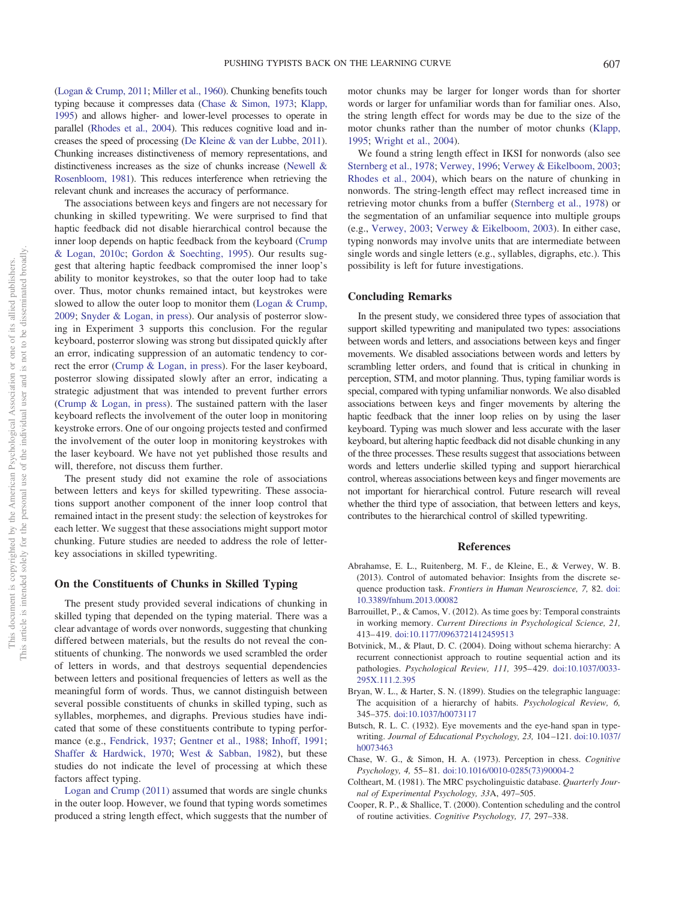(Logan & Crump, 2011; Miller et al., 1960). Chunking benefits touch typing because it compresses data (Chase & Simon, 1973; Klapp, 1995) and allows higher- and lower-level processes to operate in parallel (Rhodes et al., 2004). This reduces cognitive load and increases the speed of processing (De Kleine & van der Lubbe, 2011). Chunking increases distinctiveness of memory representations, and distinctiveness increases as the size of chunks increase (Newell & Rosenbloom, 1981). This reduces interference when retrieving the relevant chunk and increases the accuracy of performance.

The associations between keys and fingers are not necessary for chunking in skilled typewriting. We were surprised to find that haptic feedback did not disable hierarchical control because the inner loop depends on haptic feedback from the keyboard (Crump & Logan, 2010c; Gordon & Soechting, 1995). Our results suggest that altering haptic feedback compromised the inner loop's ability to monitor keystrokes, so that the outer loop had to take over. Thus, motor chunks remained intact, but keystrokes were slowed to allow the outer loop to monitor them (Logan & Crump, 2009; Snyder & Logan, in press). Our analysis of posterror slowing in Experiment 3 supports this conclusion. For the regular keyboard, posterror slowing was strong but dissipated quickly after an error, indicating suppression of an automatic tendency to correct the error (Crump & Logan, in press). For the laser keyboard, posterror slowing dissipated slowly after an error, indicating a strategic adjustment that was intended to prevent further errors (Crump & Logan, in press). The sustained pattern with the laser keyboard reflects the involvement of the outer loop in monitoring keystroke errors. One of our ongoing projects tested and confirmed the involvement of the outer loop in monitoring keystrokes with the laser keyboard. We have not yet published those results and will, therefore, not discuss them further.

The present study did not examine the role of associations between letters and keys for skilled typewriting. These associations support another component of the inner loop control that remained intact in the present study: the selection of keystrokes for each letter. We suggest that these associations might support motor chunking. Future studies are needed to address the role of letter-key associations in skilled typewriting.

## On the Constituents of Chunks in Skilled Typing

The present study provided several indications of chunking in skilled typing that depended on the typing material. There was a clear advantage of words over nonwords, suggesting that chunking differed between materials, but the results do not reveal the constituents of chunking. The nonwords we used scrambled the order of letters in words, and that destroys sequential dependencies between letters and positional frequencies of letters as well as the meaningful form of words. Thus, we cannot distinguish between several possible constituents of chunks in skilled typing, such as syllables, morphemes, and digraphs. Previous studies have indicated that some of these constituents contribute to typing performance (e.g., Fendrick, 1937; Gentner et al., 1988; Inhoff, 1991; Shaffer & Hardwick, 1970; West & Sabban, 1982), but these studies do not indicate the level of processing at which these factors affect typing.

Logan and Crump (2011) assumed that words are single chunks in the outer loop. However, we found that typing words sometimes produced a string length effect, which suggests that the number of motor chunks may be larger for longer words than for shorter words or larger for unfamiliar words than for familiar ones. Also, the string length effect for words may be due to the size of the motor chunks rather than the number of motor chunks (Klapp, 1995; Wright et al., 2004).

We found a string length effect in IKSI for nonwords (also see Sternberg et al., 1978; Verwey, 1996; Verwey & Eikelboom, 2003; Rhodes et al., 2004), which bears on the nature of chunking in nonwords. The string-length effect may reflect increased time in retrieving motor chunks from a buffer (Sternberg et al., 1978) or the segmentation of an unfamiliar sequence into multiple groups (e.g., Verwey, 2003; Verwey & Eikelboom, 2003). In either case, typing nonwords may involve units that are intermediate between single words and single letters (e.g., syllables, digraphs, etc.). This possibility is left for future investigations.

## Concluding Remarks

In the present study, we considered three types of association that support skilled typewriting and manipulated two types: associations between words and letters, and associations between keys and finger movements. We disabled associations between words and letters by scrambling letter orders, and found that is critical in chunking in perception, STM, and motor planning. Thus, typing familiar words is special, compared with typing unfamiliar nonwords. We also disabled associations between keys and finger movements by altering the haptic feedback that the inner loop relies on by using the laser keyboard. Typing was much slower and less accurate with the laser keyboard, but altering haptic feedback did not disable chunking in any of the three processes. These results suggest that associations between words and letters underlie skilled typing and support hierarchical control, whereas associations between keys and finger movements are not important for hierarchical control. Future research will reveal whether the third type of association, that between letters and keys, contributes to the hierarchical control of skilled typewriting.

## References

Abrahamse, E. L., Ruitenberg, M. F., de Kleine, E., & Verwey, W. B. (2013). Control of automated behavior: Insights from the discrete sequence production task. *Frontiers in Human Neuroscience, 7,* 82. doi:10.3389/fnhum.2013.00082

Barrouillet, P., & Camos, V. (2012). As time goes by: Temporal constraints in working memory. *Current Directions in Psychological Science, 21,* 413–419. doi:10.1177/0963721412459513

Botvinick, M., & Plaut, D. C. (2004). Doing without schema hierarchy: A recurrent connectionist approach to routine sequential action and its pathologies. *Psychological Review, 111,* 395–429. doi:10.1037/0033-295X.111.2.395

Bryan, W. L., & Harter, S. N. (1899). Studies on the telegraphic language: The acquisition of a hierarchy of habits. *Psychological Review, 6,* 345–375. doi:10.1037/h0073117

Butsch, R. L. C. (1932). Eye movements and the eye-hand span in typewriting. *Journal of Educational Psychology, 23,* 104–121. doi:10.1037/h0073463

Chase, W. G., & Simon, H. A. (1973). Perception in chess. *Cognitive Psychology, 4,* 55–81. doi:10.1016/0010-0285(73)90004-2

Coltheart, M. (1981). The MRC psycholinguistic database. *Quarterly Journal of Experimental Psychology, 33*A, 497–505.

Cooper, R. P., & Shallice, T. (2000). Contention scheduling and the control of routine activities. *Cognitive Psychology, 17,* 297–338.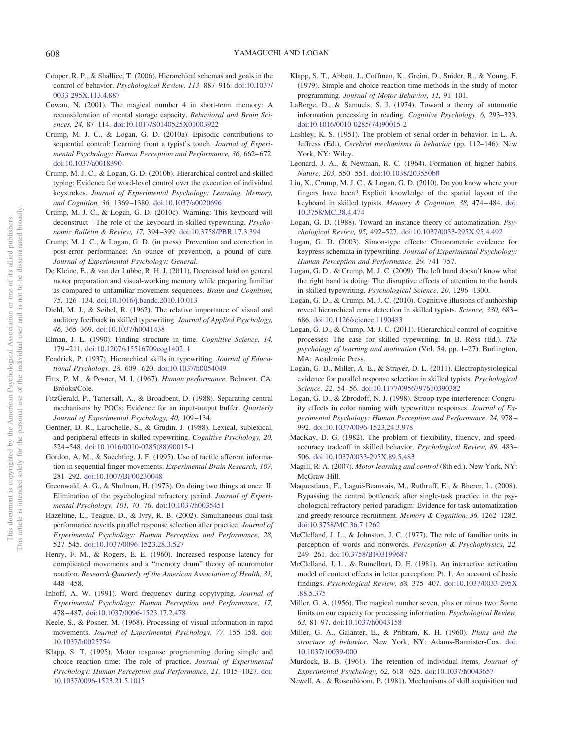Cooper, R. P., & Shallice, T. (2006). Hierarchical schemas and goals in the control of behavior. *Psychological Review, 113,* 887–916. doi:10.1037/0033-295X.113.4.887

Cowan, N. (2001). The magical number 4 in short-term memory: A reconsideration of mental storage capacity. *Behavioral and Brain Sciences, 24,* 87–114. doi:10.1017/S0140525X01003922

Crump, M. J. C., & Logan, G. D. (2010a). Episodic contributions to sequential control: Learning from a typist's touch. *Journal of Experimental Psychology: Human Perception and Performance, 36,* 662–672. doi:10.1037/a0018390

Crump, M. J. C., & Logan, G. D. (2010b). Hierarchical control and skilled typing: Evidence for word-level control over the execution of individual keystrokes. *Journal of Experimental Psychology: Learning, Memory, and Cognition, 36,* 1369–1380. doi:10.1037/a0020696

Crump, M. J. C., & Logan, G. D. (2010c). Warning: This keyboard will deconstruct—The role of the keyboard in skilled typewriting. *Psychonomic Bulletin & Review, 17,* 394–399. doi:10.3758/PBR.17.3.394

Crump, M. J. C., & Logan, G. D. (in press). Prevention and correction in post-error performance: An ounce of prevention, a pound of cure. *Journal of Experimental Psychology: General*.

De Kleine, E., & van der Lubbe, R. H. J. (2011). Decreased load on general motor preparation and visual-working memory while preparing familiar as compared to unfamiliar movement sequences. *Brain and Cognition, 75,* 126–134. doi:10.1016/j.bandc.2010.10.013

Diehl, M. J., & Seibel, R. (1962). The relative importance of visual and auditory feedback in skilled typewriting. *Journal of Applied Psychology, 46,* 365–369. doi:10.1037/h0041438

Elman, J. L. (1990). Finding structure in time. *Cognitive Science, 14,* 179–211. doi:10.1207/s15516709cog1402_1

Fendrick, P. (1937). Hierarchical skills in typewriting. *Journal of Educational Psychology, 28,* 609–620. doi:10.1037/h0054049

Fitts, P. M., & Posner, M. I. (1967). *Human performance*. Belmont, CA: Brooks/Cole.

FitzGerald, P., Tattersall, A., & Broadbent, D. (1988). Separating central mechanisms by POCs: Evidence for an input-output buffer. *Quarterly Journal of Experimental Psychology, 40,* 109–134.

Gentner, D. R., Larochelle, S., & Grudin, J. (1988). Lexical, sublexical, and peripheral effects in skilled typewriting. *Cognitive Psychology, 20,* 524–548. doi:10.1016/0010-0285(88)90015-1

Gordon, A. M., & Soechting, J. F. (1995). Use of tactile afferent information in sequential finger movements. *Experimental Brain Research, 107,* 281–292. doi:10.1007/BF00230048

Greenwald, A. G., & Shulman, H. (1973). On doing two things at once: II. Elimination of the psychological refractory period. *Journal of Experimental Psychology, 101,* 70–76. doi:10.1037/h0035451

Hazeltine, E., Teague, D., & Ivry, R. B. (2002). Simultaneous dual-task performance reveals parallel response selection after practice. *Journal of Experimental Psychology: Human Perception and Performance, 28,* 527–545. doi:10.1037/0096-1523.28.3.527

Henry, F. M., & Rogers, E. E. (1960). Increased response latency for complicated movements and a "memory drum" theory of neuromotor reaction. *Research Quarterly of the American Association of Health, 31,* 448–458.

Inhoff, A. W. (1991). Word frequency during copytyping. *Journal of Experimental Psychology: Human Perception and Performance, 17,* 478–487. doi:10.1037/0096-1523.17.2.478

Keele, S., & Posner, M. (1968). Processing of visual information in rapid movements. *Journal of Experimental Psychology, 77,* 155–158. doi:10.1037/h0025754

Klapp, S. T. (1995). Motor response programming during simple and choice reaction time: The role of practice. *Journal of Experimental Psychology: Human Perception and Performance, 21,* 1015–1027. doi:10.1037/0096-1523.21.5.1015

Klapp, S. T., Abbott, J., Coffman, K., Greim, D., Snider, R., & Young, F. (1979). Simple and choice reaction time methods in the study of motor programming. *Journal of Motor Behavior, 11,* 91–101.

LaBerge, D., & Samuels, S. J. (1974). Toward a theory of automatic information processing in reading. *Cognitive Psychology, 6,* 293–323. doi:10.1016/0010-0285(74)90015-2

Lashley, K. S. (1951). The problem of serial order in behavior. In L. A. Jeffress (Ed.), *Cerebral mechanisms in behavior* (pp. 112–146). New York, NY: Wiley.

Leonard, J. A., & Newman, R. C. (1964). Formation of higher habits. *Nature, 203,* 550–551. doi:10.1038/203550b0

Liu, X., Crump, M. J. C., & Logan, G. D. (2010). Do you know where your fingers have been? Explicit knowledge of the spatial layout of the keyboard in skilled typists. *Memory & Cognition, 38,* 474–484. doi:10.3758/MC.38.4.474

Logan, G. D. (1988). Toward an instance theory of automatization. *Psychological Review, 95,* 492–527. doi:10.1037/0033-295X.95.4.492

Logan, G. D. (2003). Simon-type effects: Chronometric evidence for keypress schemata in typewriting. *Journal of Experimental Psychology: Human Perception and Performance, 29,* 741–757.

Logan, G. D., & Crump, M. J. C. (2009). The left hand doesn't know what the right hand is doing: The disruptive effects of attention to the hands in skilled typewriting. *Psychological Science, 20,* 1296–1300.

Logan, G. D., & Crump, M. J. C. (2010). Cognitive illusions of authorship reveal hierarchical error detection in skilled typists. *Science, 330,* 683–686. doi:10.1126/science.1190483

Logan, G. D., & Crump, M. J. C. (2011). Hierarchical control of cognitive processes: The case for skilled typewriting. In B. Ross (Ed.), *The psychology of learning and motivation* (Vol. 54, pp. 1–27). Burlington, MA: Academic Press.

Logan, G. D., Miller, A. E., & Strayer, D. L. (2011). Electrophysiological evidence for parallel response selection in skilled typists. *Psychological Science, 22,* 54–56. doi:10.1177/0956797610390382

Logan, G. D., & Zbrodoff, N. J. (1998). Stroop-type interference: Congruity effects in color naming with typewritten responses. *Journal of Experimental Psychology: Human Perception and Performance, 24,* 978–992. doi:10.1037/0096-1523.24.3.978

MacKay, D. G. (1982). The problem of flexibility, fluency, and speed-accuracy tradeoff in skilled behavior. *Psychological Review, 89,* 483–506. doi:10.1037/0033-295X.89.5.483

Magill, R. A. (2007). *Motor learning and control* (8th ed.). New York, NY: McGraw-Hill.

Maquestiaux, F., Laguë-Beauvais, M., Ruthruff, E., & Bherer, L. (2008). Bypassing the central bottleneck after single-task practice in the psychological refractory period paradigm: Evidence for task automatization and greedy resource recruitment. *Memory & Cognition, 36,* 1262–1282. doi:10.3758/MC.36.7.1262

McClelland, J. L., & Johnston, J. C. (1977). The role of familiar units in perception of words and nonwords. *Perception & Psychophysics, 22,* 249–261. doi:10.3758/BF03199687

McClelland, J. L., & Rumelhart, D. E. (1981). An interactive activation model of context effects in letter perception: Pt. 1. An account of basic findings. *Psychological Review, 88,* 375–407. doi:10.1037/0033-295X.88.5.375

Miller, G. A. (1956). The magical number seven, plus or minus two: Some limits on our capacity for processing information. *Psychological Review, 63,* 81–97. doi:10.1037/h0043158

Miller, G. A., Galanter, E., & Pribram, K. H. (1960). *Plans and the structure of behavior*. New York, NY: Adams-Bannister-Cox. doi:10.1037/10039-000

Murdock, B. B. (1961). The retention of individual items. *Journal of Experimental Psychology, 62,* 618–625. doi:10.1037/h0043657

Newell, A., & Rosenbloom, P. (1981). Mechanisms of skill acquisition and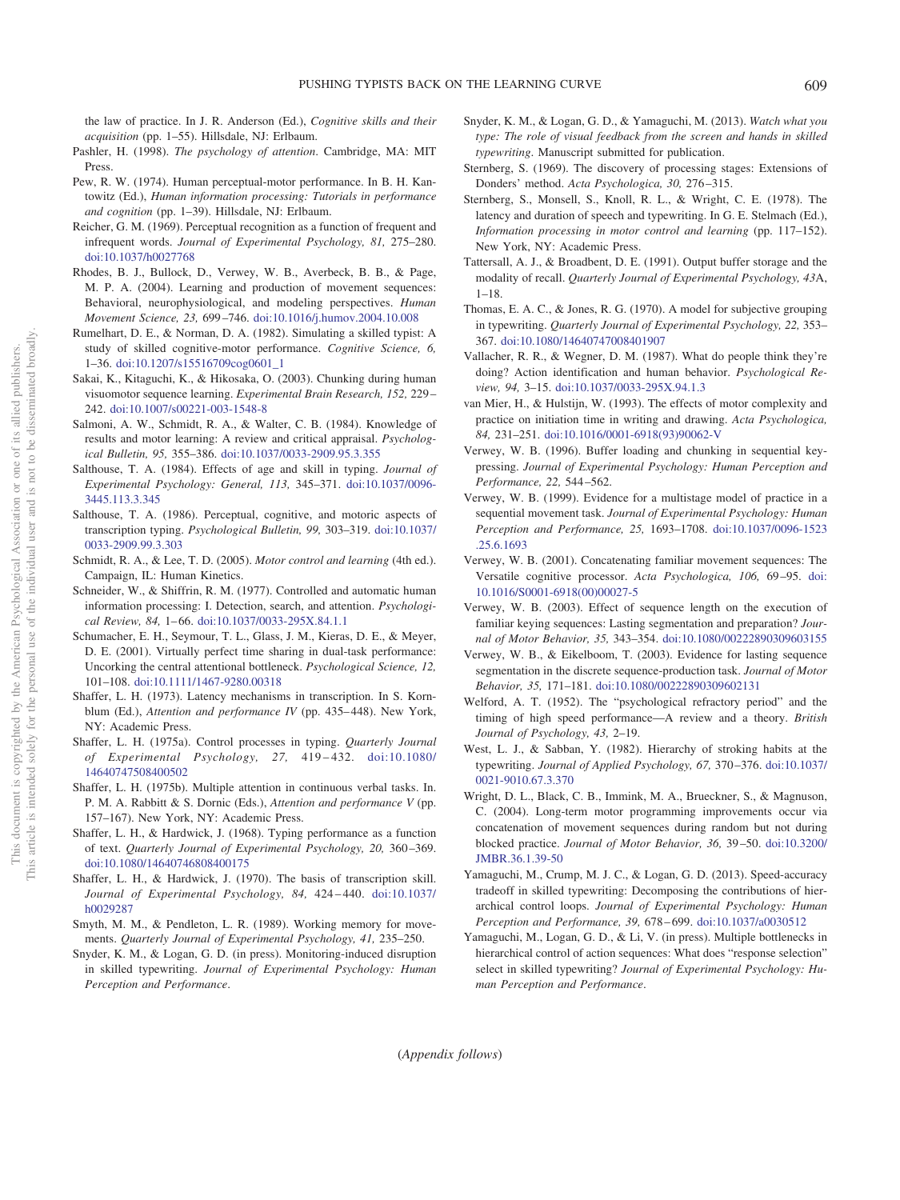the law of practice. In J. R. Anderson (Ed.), *Cognitive skills and their acquisition* (pp. 1–55). Hillsdale, NJ: Erlbaum.

Pashler, H. (1998). *The psychology of attention*. Cambridge, MA: MIT Press.

Pew, R. W. (1974). Human perceptual-motor performance. In B. H. Kantowitz (Ed.), *Human information processing: Tutorials in performance and cognition* (pp. 1–39). Hillsdale, NJ: Erlbaum.

Reicher, G. M. (1969). Perceptual recognition as a function of frequent and infrequent words. *Journal of Experimental Psychology, 81,* 275–280. doi:10.1037/h0027768

Rhodes, B. J., Bullock, D., Verwey, W. B., Averbeck, B. B., & Page, M. P. A. (2004). Learning and production of movement sequences: Behavioral, neurophysiological, and modeling perspectives. *Human Movement Science, 23,* 699–746. doi:10.1016/j.humov.2004.10.008

Rumelhart, D. E., & Norman, D. A. (1982). Simulating a skilled typist: A study of skilled cognitive-motor performance. *Cognitive Science, 6,* 1–36. doi:10.1207/s15516709cog0601_1

Sakai, K., Kitaguchi, K., & Hikosaka, O. (2003). Chunking during human visuomotor sequence learning. *Experimental Brain Research, 152,* 229–242. doi:10.1007/s00221-003-1548-8

Salmoni, A. W., Schmidt, R. A., & Walter, C. B. (1984). Knowledge of results and motor learning: A review and critical appraisal. *Psychological Bulletin, 95,* 355–386. doi:10.1037/0033-2909.95.3.355

Salthouse, T. A. (1984). Effects of age and skill in typing. *Journal of Experimental Psychology: General, 113,* 345–371. doi:10.1037/0096-3445.113.3.345

Salthouse, T. A. (1986). Perceptual, cognitive, and motoric aspects of transcription typing. *Psychological Bulletin, 99,* 303–319. doi:10.1037/0033-2909.99.3.303

Schmidt, R. A., & Lee, T. D. (2005). *Motor control and learning* (4th ed.). Campaign, IL: Human Kinetics.

Schneider, W., & Shiffrin, R. M. (1977). Controlled and automatic human information processing: I. Detection, search, and attention. *Psychological Review, 84,* 1–66. doi:10.1037/0033-295X.84.1.1

Schumacher, E. H., Seymour, T. L., Glass, J. M., Kieras, D. E., & Meyer, D. E. (2001). Virtually perfect time sharing in dual-task performance: Uncorking the central attentional bottleneck. *Psychological Science, 12,* 101–108. doi:10.1111/1467-9280.00318

Shaffer, L. H. (1973). Latency mechanisms in transcription. In S. Kornblum (Ed.), *Attention and performance IV* (pp. 435–448). New York, NY: Academic Press.

Shaffer, L. H. (1975a). Control processes in typing. *Quarterly Journal of Experimental Psychology, 27,* 419–432. doi:10.1080/14640747508400502

Shaffer, L. H. (1975b). Multiple attention in continuous verbal tasks. In. P. M. A. Rabbitt & S. Dornic (Eds.), *Attention and performance V* (pp. 157–167). New York, NY: Academic Press.

Shaffer, L. H., & Hardwick, J. (1968). Typing performance as a function of text. *Quarterly Journal of Experimental Psychology, 20,* 360–369. doi:10.1080/14640746808400175

Shaffer, L. H., & Hardwick, J. (1970). The basis of transcription skill. *Journal of Experimental Psychology, 84,* 424–440. doi:10.1037/h0029287

Smyth, M. M., & Pendleton, L. R. (1989). Working memory for movements. *Quarterly Journal of Experimental Psychology, 41,* 235–250.

Snyder, K. M., & Logan, G. D. (in press). Monitoring-induced disruption in skilled typewriting. *Journal of Experimental Psychology: Human Perception and Performance*.

Snyder, K. M., & Logan, G. D., & Yamaguchi, M. (2013). *Watch what you type: The role of visual feedback from the screen and hands in skilled typewriting*. Manuscript submitted for publication.

Sternberg, S. (1969). The discovery of processing stages: Extensions of Donders' method. *Acta Psychologica, 30,* 276–315.

Sternberg, S., Monsell, S., Knoll, R. L., & Wright, C. E. (1978). The latency and duration of speech and typewriting. In G. E. Stelmach (Ed.), *Information processing in motor control and learning* (pp. 117–152). New York, NY: Academic Press.

Tattersall, A. J., & Broadbent, D. E. (1991). Output buffer storage and the modality of recall. *Quarterly Journal of Experimental Psychology, 43*A, 1–18.

Thomas, E. A. C., & Jones, R. G. (1970). A model for subjective grouping in typewriting. *Quarterly Journal of Experimental Psychology, 22,* 353–367. doi:10.1080/14640747008401907

Vallacher, R. R., & Wegner, D. M. (1987). What do people think they're doing? Action identification and human behavior. *Psychological Review, 94,* 3–15. doi:10.1037/0033-295X.94.1.3

van Mier, H., & Hulstijn, W. (1993). The effects of motor complexity and practice on initiation time in writing and drawing. *Acta Psychologica, 84,* 231–251. doi:10.1016/0001-6918(93)90062-V

Verwey, W. B. (1996). Buffer loading and chunking in sequential keypressing. *Journal of Experimental Psychology: Human Perception and Performance, 22,* 544–562.

Verwey, W. B. (1999). Evidence for a multistage model of practice in a sequential movement task. *Journal of Experimental Psychology: Human Perception and Performance, 25,* 1693–1708. doi:10.1037/0096-1523.25.6.1693

Verwey, W. B. (2001). Concatenating familiar movement sequences: The Versatile cognitive processor. *Acta Psychologica, 106,* 69–95. doi:10.1016/S0001-6918(00)00027-5

Verwey, W. B. (2003). Effect of sequence length on the execution of familiar keying sequences: Lasting segmentation and preparation? *Journal of Motor Behavior, 35,* 343–354. doi:10.1080/00222890309603155

Verwey, W. B., & Eikelboom, T. (2003). Evidence for lasting sequence segmentation in the discrete sequence-production task. *Journal of Motor Behavior, 35,* 171–181. doi:10.1080/00222890309602131

Welford, A. T. (1952). The "psychological refractory period" and the timing of high speed performance—A review and a theory. *British Journal of Psychology, 43,* 2–19.

West, L. J., & Sabban, Y. (1982). Hierarchy of stroking habits at the typewriting. *Journal of Applied Psychology, 67,* 370–376. doi:10.1037/0021-9010.67.3.370

Wright, D. L., Black, C. B., Immink, M. A., Brueckner, S., & Magnuson, C. (2004). Long-term motor programming improvements occur via concatenation of movement sequences during random but not during blocked practice. *Journal of Motor Behavior, 36,* 39–50. doi:10.3200/JMBR.36.1.39-50

Yamaguchi, M., Crump, M. J. C., & Logan, G. D. (2013). Speed-accuracy tradeoff in skilled typewriting: Decomposing the contributions of hierarchical control loops. *Journal of Experimental Psychology: Human Perception and Performance, 39,* 678–699. doi:10.1037/a0030512

Yamaguchi, M., Logan, G. D., & Li, V. (in press). Multiple bottlenecks in hierarchical control of action sequences: What does "response selection" select in skilled typewriting? *Journal of Experimental Psychology: Human Perception and Performance*.

(*Appendix follows*)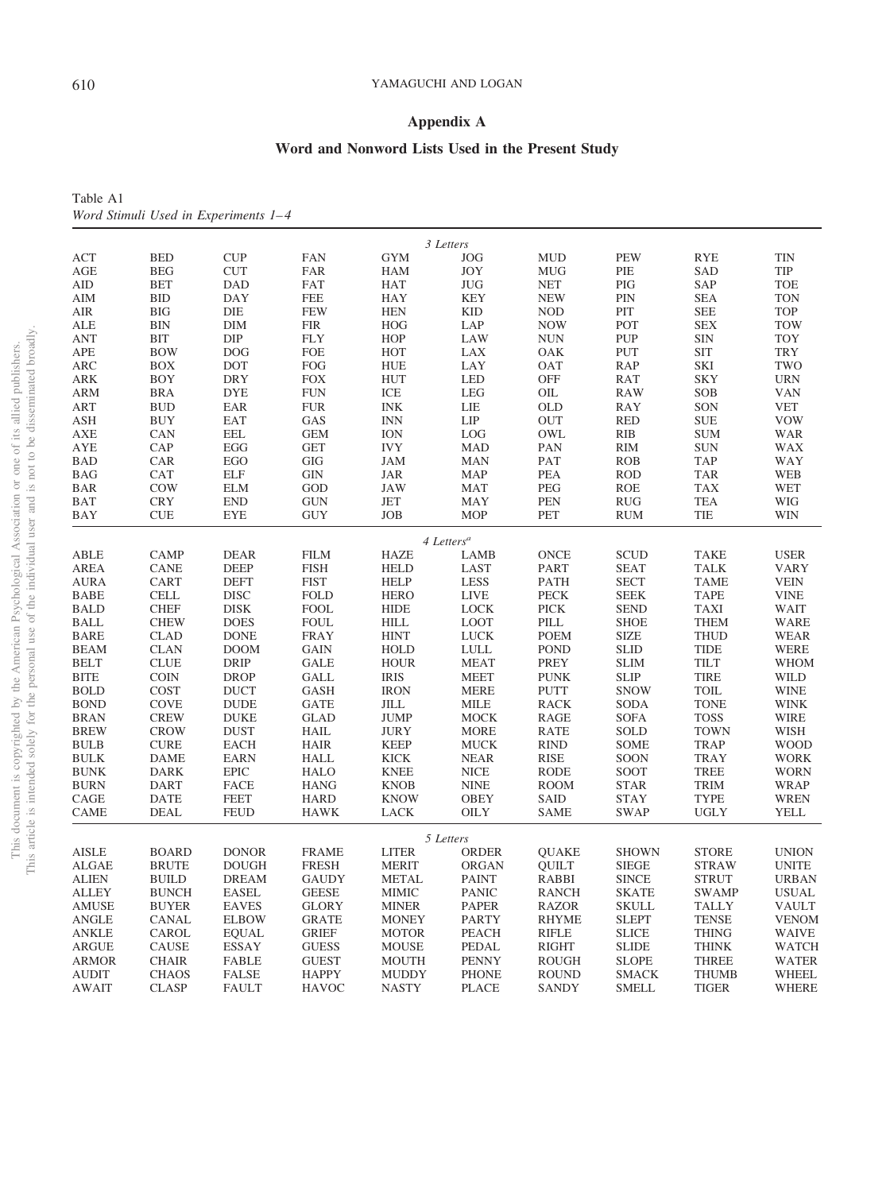## Appendix A

## Word and Nonword Lists Used in the Present Study

Table A1
*Word Stimuli Used in Experiments 1–4*

| | | | | | | | | | |
|---|---|---|---|---|---|---|---|---|---|
| | | | | *3 Letters* | | | | | |
| ACT | BED | CUP | FAN | GYM | JOG | MUD | PEW | RYE | TIN |
| AGE | BEG | CUT | FAR | HAM | JOY | MUG | PIE | SAD | TIP |
| AID | BET | DAD | FAT | HAT | JUG | NET | PIG | SAP | TOE |
| AIM | BID | DAY | FEE | HAY | KEY | NEW | PIN | SEA | TON |
| AIR | BIG | DIE | FEW | HEN | KID | NOD | PIT | SEE | TOP |
| ALE | BIN | DIM | FIR | HOG | LAP | NOW | POT | SEX | TOW |
| ANT | BIT | DIP | FLY | HOP | LAW | NUN | PUP | SIN | TOY |
| APE | BOW | DOG | FOE | HOT | LAX | OAK | PUT | SIT | TRY |
| ARC | BOX | DOT | FOG | HUE | LAY | OAT | RAP | SKI | TWO |
| ARK | BOY | DRY | FOX | HUT | LED | OFF | RAT | SKY | URN |
| ARM | BRA | DYE | FUN | ICE | LEG | OIL | RAW | SOB | VAN |
| ART | BUD | EAR | FUR | INK | LIE | OLD | RAY | SON | VET |
| ASH | BUY | EAT | GAS | INN | LIP | OUT | RED | SUE | VOW |
| AXE | CAN | EEL | GEM | ION | LOG | OWL | RIB | SUM | WAR |
| AYE | CAP | EGG | GET | IVY | MAD | PAN | RIM | SUN | WAX |
| BAD | CAR | EGO | GIG | JAM | MAN | PAT | ROB | TAP | WAY |
| BAG | CAT | ELF | GIN | JAR | MAP | PEA | ROD | TAR | WEB |
| BAR | COW | ELM | GOD | JAW | MAT | PEG | ROE | TAX | WET |
| BAT | CRY | END | GUN | JET | MAY | PEN | RUG | TEA | WIG |
| BAY | CUE | EYE | GUY | JOB | MOP | PET | RUM | TIE | WIN |
| | | | | *4 Letters*[a] | | | | | |
| ABLE | CAMP | DEAR | FILM | HAZE | LAMB | ONCE | SCUD | TAKE | USER |
| AREA | CANE | DEEP | FISH | HELD | LAST | PART | SEAT | TALK | VARY |
| AURA | CART | DEFT | FIST | HELP | LESS | PATH | SECT | TAME | VEIN |
| BABE | CELL | DISC | FOLD | HERO | LIVE | PECK | SEEK | TAPE | VINE |
| BALD | CHEF | DISK | FOOL | HIDE | LOCK | PICK | SEND | TAXI | WAIT |
| BALL | CHEW | DOES | FOUL | HILL | LOOT | PILL | SHOE | THEM | WARE |
| BARE | CLAD | DONE | FRAY | HINT | LUCK | POEM | SIZE | THUD | WEAR |
| BEAM | CLAN | DOOM | GAIN | HOLD | LULL | POND | SLID | TIDE | WERE |
| BELT | CLUE | DRIP | GALE | HOUR | MEAT | PREY | SLIM | TILT | WHOM |
| BITE | COIN | DROP | GALL | IRIS | MEET | PUNK | SLIP | TIRE | WILD |
| BOLD | COST | DUCT | GASH | IRON | MERE | PUTT | SNOW | TOIL | WINE |
| BOND | COVE | DUDE | GATE | JILL | MILE | RACK | SODA | TONE | WINK |
| BRAN | CREW | DUKE | GLAD | JUMP | MOCK | RAGE | SOFA | TOSS | WIRE |
| BREW | CROW | DUST | HAIL | JURY | MORE | RATE | SOLD | TOWN | WISH |
| BULB | CURE | EACH | HAIR | KEEP | MUCK | RIND | SOME | TRAP | WOOD |
| BULK | DAME | EARN | HALL | KICK | NEAR | RISE | SOON | TRAY | WORK |
| BUNK | DARK | EPIC | HALO | KNEE | NICE | RODE | SOOT | TREE | WORN |
| BURN | DART | FACE | HANG | KNOB | NINE | ROOM | STAR | TRIM | WRAP |
| CAGE | DATE | FEET | HARD | KNOW | OBEY | SAID | STAY | TYPE | WREN |
| CAME | DEAL | FEUD | HAWK | LACK | OILY | SAME | SWAP | UGLY | YELL |
| | | | | *5 Letters* | | | | | |
| AISLE | BOARD | DONOR | FRAME | LITER | ORDER | QUAKE | SHOWN | STORE | UNION |
| ALGAE | BRUTE | DOUGH | FRESH | MERIT | ORGAN | QUILT | SIEGE | STRAW | UNITE |
| ALIEN | BUILD | DREAM | GAUDY | METAL | PAINT | RABBI | SINCE | STRUT | URBAN |
| ALLEY | BUNCH | EASEL | GEESE | MIMIC | PANIC | RANCH | SKATE | SWAMP | USUAL |
| AMUSE | BUYER | EAVES | GLORY | MINER | PAPER | RAZOR | SKULL | TALLY | VAULT |
| ANGLE | CANAL | ELBOW | GRATE | MONEY | PARTY | RHYME | SLEPT | TENSE | VENOM |
| ANKLE | CAROL | EQUAL | GRIEF | MOTOR | PEACH | RIFLE | SLICE | THING | WAIVE |
| ARGUE | CAUSE | ESSAY | GUESS | MOUSE | PEDAL | RIGHT | SLIDE | THINK | WATCH |
| ARMOR | CHAIR | FABLE | GUEST | MOUTH | PENNY | ROUGH | SLOPE | THREE | WATER |
| AUDIT | CHAOS | FALSE | HAPPY | MUDDY | PHONE | ROUND | SMACK | THUMB | WHEEL |
| AWAIT | CLASP | FAULT | HAVOC | NASTY | PLACE | SANDY | SMELL | TIGER | WHERE |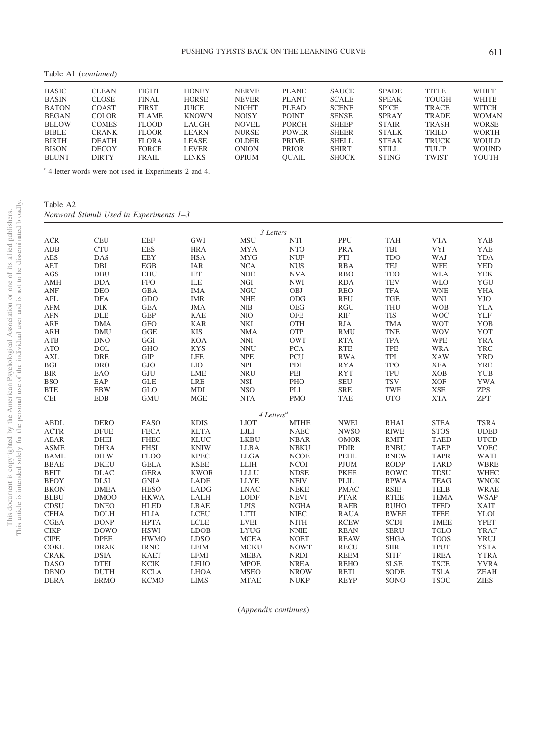Table A1 (*continued*)

| | | | | | | | | | |
|---|---|---|---|---|---|---|---|---|---|
| BASIC | CLEAN | FIGHT | HONEY | NERVE | PLANE | SAUCE | SPADE | TITLE | WHIFF |
| BASIN | CLOSE | FINAL | HORSE | NEVER | PLANT | SCALE | SPEAK | TOUGH | WHITE |
| BATON | COAST | FIRST | JUICE | NIGHT | PLEAD | SCENE | SPICE | TRACE | WITCH |
| BEGAN | COLOR | FLAME | KNOWN | NOISY | POINT | SENSE | SPRAY | TRADE | WOMAN |
| BELOW | COMES | FLOOD | LAUGH | NOVEL | PORCH | SHEEP | STAIR | TRASH | WORSE |
| BIBLE | CRANK | FLOOR | LEARN | NURSE | POWER | SHEER | STALK | TRIED | WORTH |
| BIRTH | DEATH | FLORA | LEASE | OLDER | PRIME | SHELL | STEAK | TRUCK | WOULD |
| BISON | DECOY | FORCE | LEVER | ONION | PRIOR | SHIRT | STILL | TULIP | WOUND |
| BLUNT | DIRTY | FRAIL | LINKS | OPIUM | QUAIL | SHOCK | STING | TWIST | YOUTH |

[a] 4-letter words were not used in Experiments 2 and 4.

Table A2
*Nonword Stimuli Used in Experiments 1–3*

| | | | | | | | | | |
|---|---|---|---|---|---|---|---|---|---|
| | | | | *3 Letters* | | | | | |
| ACR | CEU | EEF | GWI | MSU | NTI | PPU | TAH | VTA | YAB |
| ADB | CTU | EES | HRA | MYA | NTO | PRA | TBI | VYI | YAE |
| AES | DAS | EEY | HSA | MYG | NUF | PTI | TDO | WAJ | YDA |
| AET | DBI | EGB | IAR | NCA | NUS | RBA | TEJ | WFE | YED |
| AGS | DBU | EHU | IET | NDE | NVA | RBO | TEO | WLA | YEK |
| AMH | DDA | FFO | ILE | NGI | NWI | RDA | TEV | WLO | YGU |
| ANF | DEO | GBA | IMA | NGU | OBJ | REO | TFA | WNE | YHA |
| APL | DFA | GDO | IMR | NHE | ODG | RFU | TGE | WNI | YJO |
| APM | DIK | GEA | JMA | NIB | OEG | RGU | THU | WOB | YLA |
| APN | DLE | GEP | KAE | NIO | OFE | RIF | TIS | WOC | YLF |
| ARF | DMA | GFO | KAR | NKI | OTH | RJA | TMA | WOT | YOB |
| ARH | DMU | GGE | KIS | NMA | OTP | RMU | TNE | WOV | YOT |
| ATB | DNO | GGI | KOA | NNI | OWT | RTA | TPA | WPE | YRA |
| ATO | DOL | GHO | KYS | NNU | PCA | RTE | TPE | WRA | YRC |
| AXL | DRE | GIP | LFE | NPE | PCU | RWA | TPI | XAW | YRD |
| BGI | DRO | GJO | LIO | NPI | PDI | RYA | TPO | XEA | YRE |
| BIR | EAO | GJU | LME | NRU | PEI | RYT | TPU | XOB | YUB |
| BSO | EAP | GLE | LRE | NSI | PHO | SEU | TSV | XOF | YWA |
| BTE | EBW | GLO | MDI | NSO | PLI | SRE | TWE | XSE | ZPS |
| CEI | EDB | GMU | MGE | NTA | PMO | TAE | UTO | XTA | ZPT |
| | | | | *4 Letters*[a] | | | | | |
| ABDL | DERO | FASO | KDIS | LIOT | MTHE | NWEI | RHAI | STEA | TSRA |
| ACTR | DFUE | FECA | KLTA | LJLI | NAEC | NWSO | RIWE | STOS | UDED |
| AEAR | DHEI | FHEC | KLUC | LKBU | NBAR | OMOR | RMIT | TAED | UTCD |
| ASME | DHRA | FHSI | KNIW | LLBA | NBKU | PDIR | RNBU | TAEP | VOEC |
| BAML | DILW | FLOO | KPEC | LLGA | NCOE | PEHL | RNEW | TAPR | WATI |
| BBAE | DKEU | GELA | KSEE | LLIH | NCOI | PJUM | RODP | TARD | WBRE |
| BEIT | DLAC | GERA | KWOR | LLLU | NDSE | PKEE | ROWC | TDSU | WHEC |
| BEOY | DLSI | GNIA | LADE | LLYE | NEIV | PLIL | RPWA | TEAG | WNOK |
| BKON | DMEA | HESO | LADG | LNAC | NEKE | PMAC | RSIE | TELB | WRAE |
| BLBU | DMOO | HKWA | LALH | LODF | NEVI | PTAR | RTEE | TEMA | WSAP |
| CDSU | DNEO | HLED | LBAE | LPIS | NGHA | RAEB | RUHO | TFED | XAIT |
| CEHA | DOLH | HLIA | LCEU | LTTI | NIEC | RAUA | RWEE | TFEE | YLOI |
| CGEA | DONP | HPTA | LCLE | LVEI | NITH | RCEW | SCDI | TMEE | YPET |
| CIKP | DOWO | HSWI | LDOB | LYUG | NNIE | REAN | SERU | TOLO | YRAF |
| CIPE | DPEE | HWMO | LDSO | MCEA | NOET | REAW | SHGA | TOOS | YRUJ |
| COKL | DRAK | IRNO | LEIM | MCKU | NOWT | RECU | SIIR | TPUT | YSTA |
| CRAK | DSIA | KAET | LFMI | MEBA | NRDI | REEM | SITF | TREA | YTRA |
| DASO | DTEI | KCIK | LFUO | MPOE | NREA | REHO | SLSE | TSCE | YVRA |
| DBNO | DUTH | KCLA | LHOA | MSEO | NROW | RETI | SODE | TSLA | ZEAH |
| DERA | ERMO | KCMO | LIMS | MTAE | NUKP | REYP | SONO | TSOC | ZIES |

(*Appendix continues*)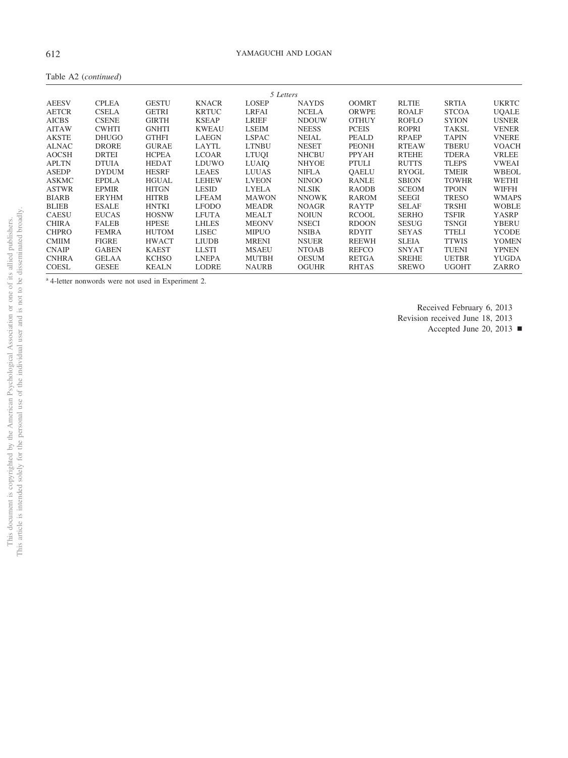Table A2 (*continued*)

| | | | | | | | | | |
|---|---|---|---|---|---|---|---|---|---|
| *5 Letters* | | | | | | | | | |
| AEESV | CPLEA | GESTU | KNACR | LOSEP | NAYDS | OOMRT | RLTIE | SRTIA | UKRTC |
| AETCR | CSELA | GETRI | KRTUC | LRFAI | NCELA | ORWPE | ROALF | STCOA | UQALE |
| AICBS | CSENE | GIRTH | KSEAP | LRIEF | NDOUW | OTHUY | ROFLO | SYION | USNER |
| AITAW | CWHTI | GNHTI | KWEAU | LSEIM | NEESS | PCEIS | ROPRI | TAKSL | VENER |
| AKSTE | DHUGO | GTHFI | LAEGN | LSPAC | NEIAL | PEALD | RPAEP | TAPIN | VNERE |
| ALNAC | DRORE | GURAE | LAYTL | LTNBU | NESET | PEONH | RTEAW | TBERU | VOACH |
| AOCSH | DRTEI | HCPEA | LCOAR | LTUQI | NHCBU | PPYAH | RTEHE | TDERA | VRLEE |
| APLTN | DTUIA | HEDAT | LDUWO | LUAIQ | NHYOE | PTULI | RUTTS | TLEPS | VWEAI |
| ASEDP | DYDUM | HESRF | LEAES | LUUAS | NIFLA | QAELU | RYOGL | TMEIR | WBEOL |
| ASKMC | EPDLA | HGUAL | LEHEW | LVEON | NINOO | RANLE | SBION | TOWHR | WETHI |
| ASTWR | EPMIR | HITGN | LESID | LYELA | NLSIK | RAODB | SCEOM | TPOIN | WIFFH |
| BIARB | ERYHM | HITRB | LFEAM | MAWON | NNOWK | RAROM | SEEGI | TRESO | WMAPS |
| BLIEB | ESALE | HNTKI | LFODO | MEADR | NOAGR | RAYTP | SELAF | TRSHI | WOBLE |
| CAESU | EUCAS | HOSNW | LFUTA | MEALT | NOIUN | RCOOL | SERHO | TSFIR | YASRP |
| CHIRA | FALEB | HPESE | LHLES | MEONV | NSECI | RDOON | SESUG | TSNGI | YBERU |
| CHPRO | FEMRA | HUTOM | LISEC | MIPUO | NSIBA | RDYIT | SEYAS | TTELI | YCODE |
| CMIIM | FIGRE | HWACT | LIUDB | MRENI | NSUER | REEWH | SLEIA | TTWIS | YOMEN |
| CNAIP | GABEN | KAEST | LLSTI | MSAEU | NTOAB | REFCO | SNYAT | TUENI | YPNEN |
| CNHRA | GELAA | KCHSO | LNEPA | MUTBH | OESUM | RETGA | SREHE | UETBR | YUGDA |
| COESL | GESEE | KEALN | LODRE | NAURB | OGUHR | RHTAS | SREWO | UGOHT | ZARRO |

[a] 4-letter nonwords were not used in Experiment 2.

Received February 6, 2013
Revision received June 18, 2013
Accepted June 20, 2013 ■